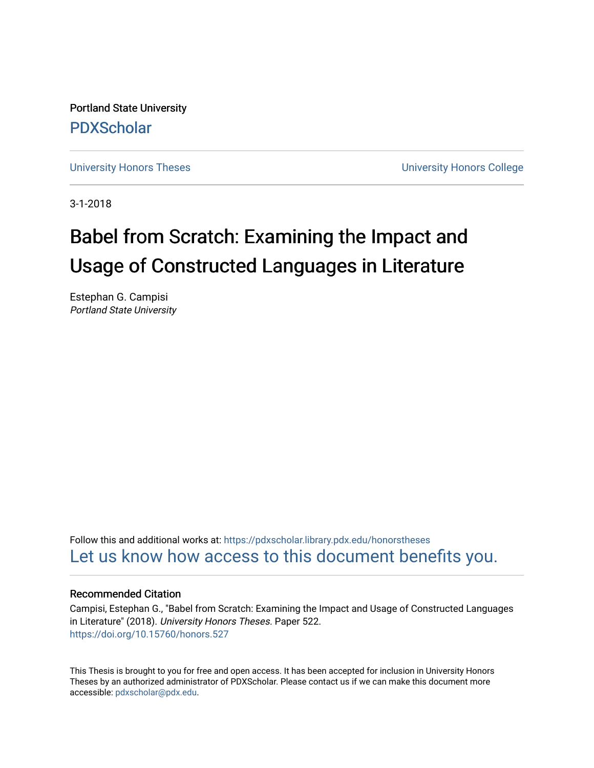Portland State University

PDXScholar

University Honors Theses

University Honors College

3-1-2018

# Babel from Scratch: Examining the Impact and Usage of Constructed Languages in Literature

Estephan G. Campisi
*Portland State University*

Follow this and additional works at: https://pdxscholar.library.pdx.edu/honorstheses

Let us know how access to this document benefits you.

### Recommended Citation

Campisi, Estephan G., "Babel from Scratch: Examining the Impact and Usage of Constructed Languages in Literature" (2018). *University Honors Theses.* Paper 522.
https://doi.org/10.15760/honors.527

This Thesis is brought to you for free and open access. It has been accepted for inclusion in University Honors Theses by an authorized administrator of PDXScholar. Please contact us if we can make this document more accessible: pdxscholar@pdx.edu.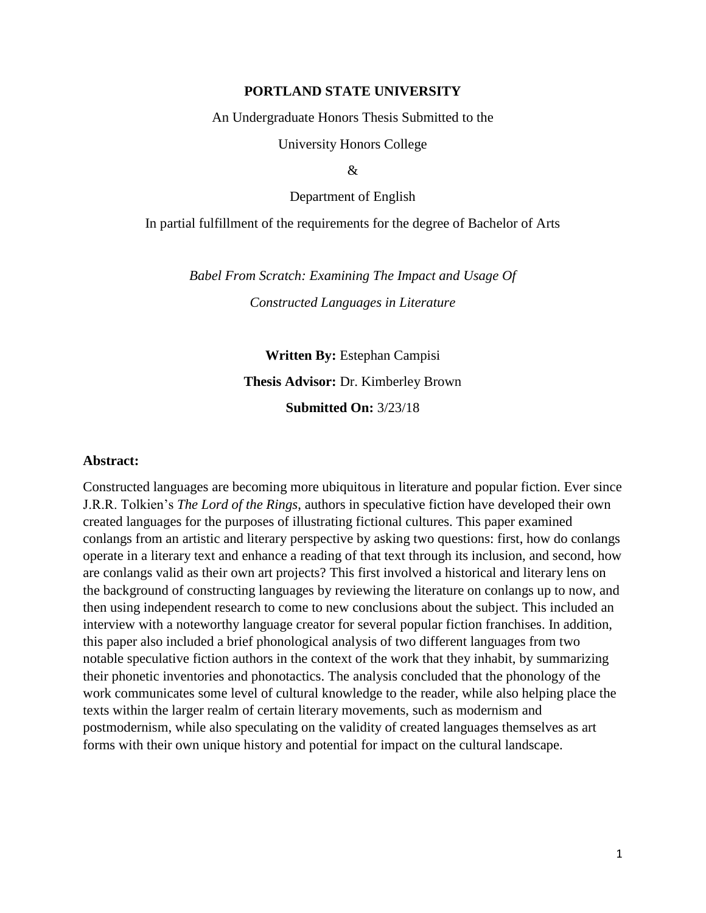**PORTLAND STATE UNIVERSITY**

An Undergraduate Honors Thesis Submitted to the

University Honors College

&

Department of English

In partial fulfillment of the requirements for the degree of Bachelor of Arts

*Babel From Scratch: Examining The Impact and Usage Of Constructed Languages in Literature*

**Written By:** Estephan Campisi

**Thesis Advisor:** Dr. Kimberley Brown

**Submitted On:** 3/23/18

**Abstract:**

Constructed languages are becoming more ubiquitous in literature and popular fiction. Ever since J.R.R. Tolkien's *The Lord of the Rings*, authors in speculative fiction have developed their own created languages for the purposes of illustrating fictional cultures. This paper examined conlangs from an artistic and literary perspective by asking two questions: first, how do conlangs operate in a literary text and enhance a reading of that text through its inclusion, and second, how are conlangs valid as their own art projects? This first involved a historical and literary lens on the background of constructing languages by reviewing the literature on conlangs up to now, and then using independent research to come to new conclusions about the subject. This included an interview with a noteworthy language creator for several popular fiction franchises. In addition, this paper also included a brief phonological analysis of two different languages from two notable speculative fiction authors in the context of the work that they inhabit, by summarizing their phonetic inventories and phonotactics. The analysis concluded that the phonology of the work communicates some level of cultural knowledge to the reader, while also helping place the texts within the larger realm of certain literary movements, such as modernism and postmodernism, while also speculating on the validity of created languages themselves as art forms with their own unique history and potential for impact on the cultural landscape.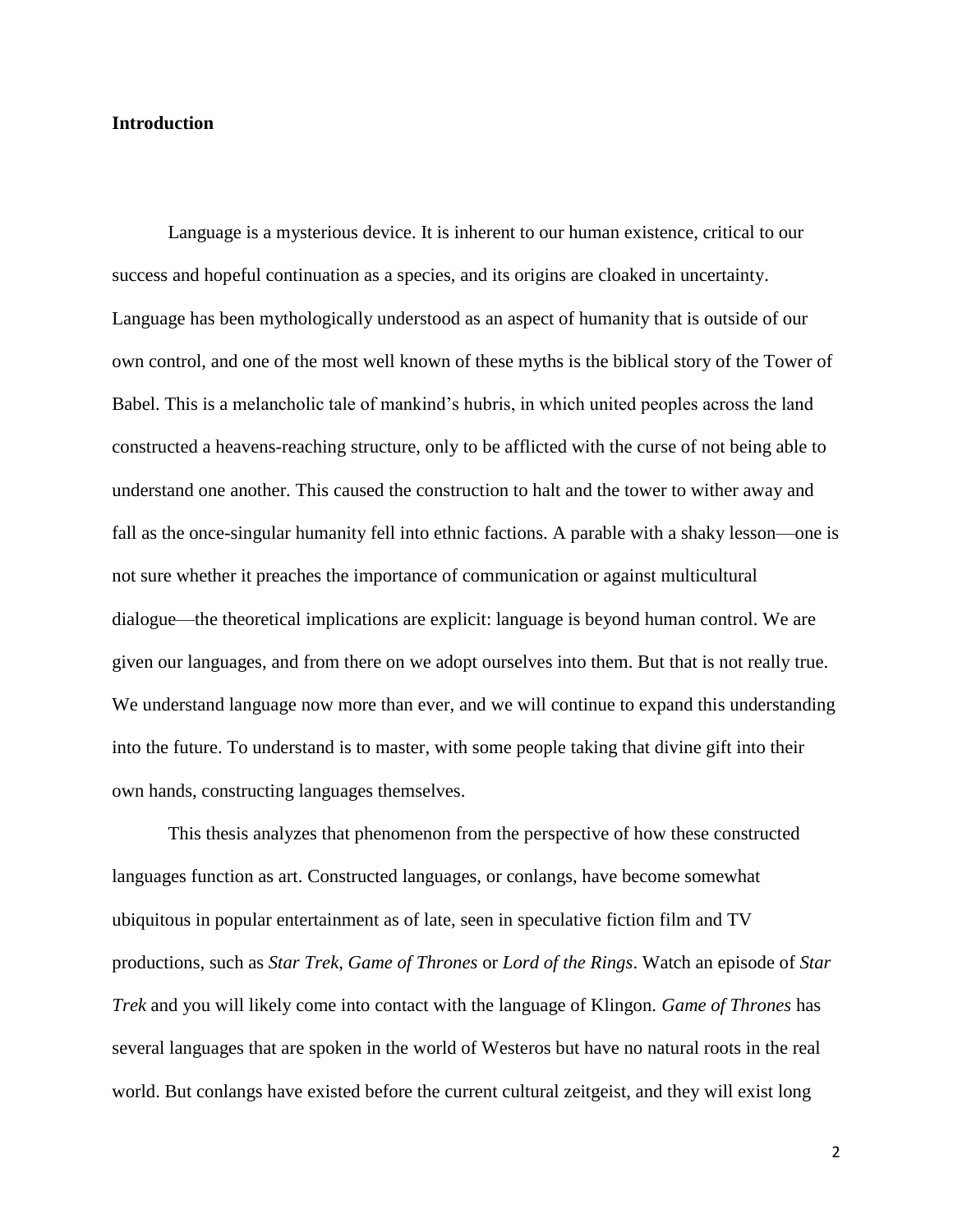## Introduction

Language is a mysterious device. It is inherent to our human existence, critical to our success and hopeful continuation as a species, and its origins are cloaked in uncertainty. Language has been mythologically understood as an aspect of humanity that is outside of our own control, and one of the most well known of these myths is the biblical story of the Tower of Babel. This is a melancholic tale of mankind's hubris, in which united peoples across the land constructed a heavens-reaching structure, only to be afflicted with the curse of not being able to understand one another. This caused the construction to halt and the tower to wither away and fall as the once-singular humanity fell into ethnic factions. A parable with a shaky lesson—one is not sure whether it preaches the importance of communication or against multicultural dialogue—the theoretical implications are explicit: language is beyond human control. We are given our languages, and from there on we adopt ourselves into them. But that is not really true. We understand language now more than ever, and we will continue to expand this understanding into the future. To understand is to master, with some people taking that divine gift into their own hands, constructing languages themselves.

This thesis analyzes that phenomenon from the perspective of how these constructed languages function as art. Constructed languages, or conlangs, have become somewhat ubiquitous in popular entertainment as of late, seen in speculative fiction film and TV productions, such as *Star Trek*, *Game of Thrones* or *Lord of the Rings*. Watch an episode of *Star Trek* and you will likely come into contact with the language of Klingon. *Game of Thrones* has several languages that are spoken in the world of Westeros but have no natural roots in the real world. But conlangs have existed before the current cultural zeitgeist, and they will exist long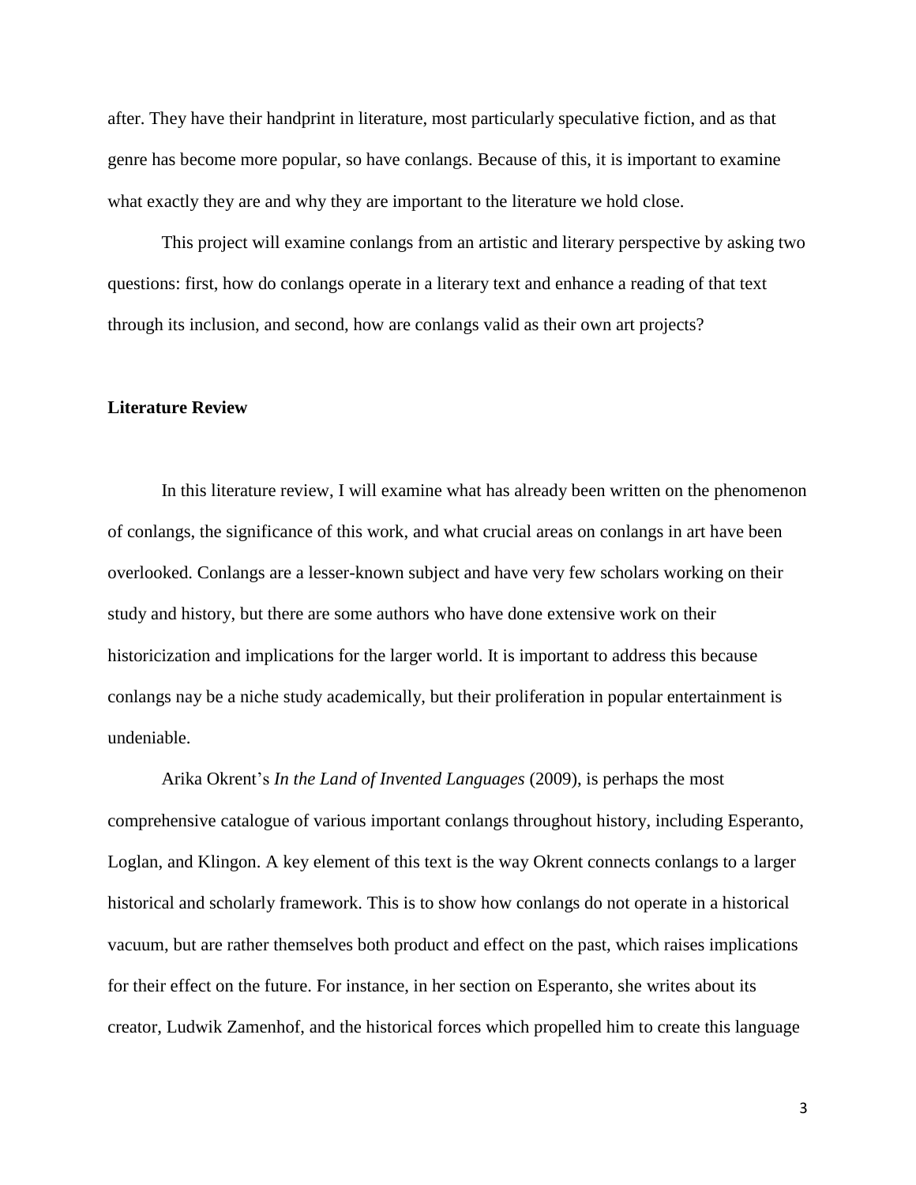after. They have their handprint in literature, most particularly speculative fiction, and as that genre has become more popular, so have conlangs. Because of this, it is important to examine what exactly they are and why they are important to the literature we hold close.

This project will examine conlangs from an artistic and literary perspective by asking two questions: first, how do conlangs operate in a literary text and enhance a reading of that text through its inclusion, and second, how are conlangs valid as their own art projects?

**Literature Review**

In this literature review, I will examine what has already been written on the phenomenon of conlangs, the significance of this work, and what crucial areas on conlangs in art have been overlooked. Conlangs are a lesser-known subject and have very few scholars working on their study and history, but there are some authors who have done extensive work on their historicization and implications for the larger world. It is important to address this because conlangs nay be a niche study academically, but their proliferation in popular entertainment is undeniable.

Arika Okrent's *In the Land of Invented Languages* (2009), is perhaps the most comprehensive catalogue of various important conlangs throughout history, including Esperanto, Loglan, and Klingon. A key element of this text is the way Okrent connects conlangs to a larger historical and scholarly framework. This is to show how conlangs do not operate in a historical vacuum, but are rather themselves both product and effect on the past, which raises implications for their effect on the future. For instance, in her section on Esperanto, she writes about its creator, Ludwik Zamenhof, and the historical forces which propelled him to create this language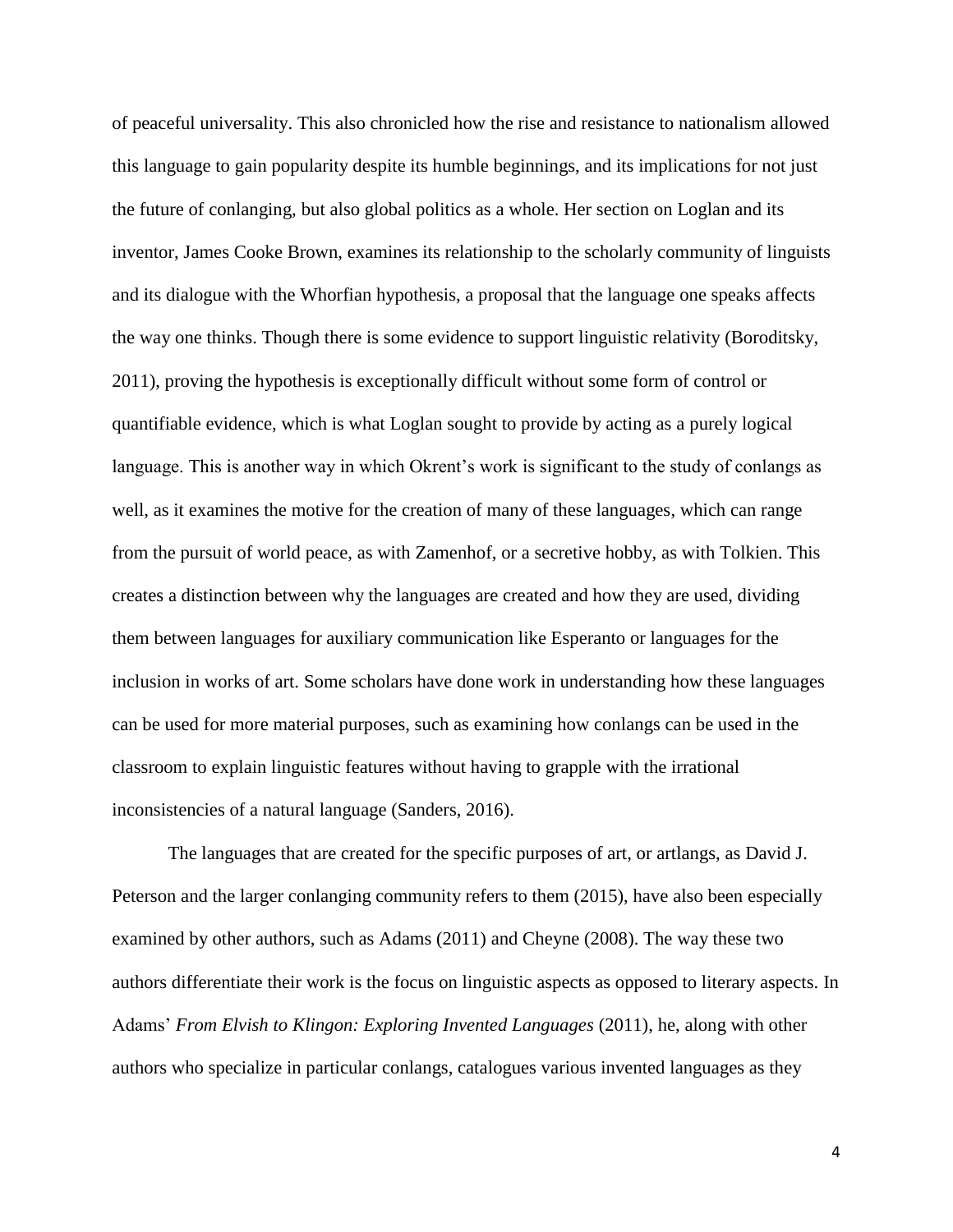of peaceful universality. This also chronicled how the rise and resistance to nationalism allowed this language to gain popularity despite its humble beginnings, and its implications for not just the future of conlanging, but also global politics as a whole. Her section on Loglan and its inventor, James Cooke Brown, examines its relationship to the scholarly community of linguists and its dialogue with the Whorfian hypothesis, a proposal that the language one speaks affects the way one thinks. Though there is some evidence to support linguistic relativity (Boroditsky, 2011), proving the hypothesis is exceptionally difficult without some form of control or quantifiable evidence, which is what Loglan sought to provide by acting as a purely logical language. This is another way in which Okrent's work is significant to the study of conlangs as well, as it examines the motive for the creation of many of these languages, which can range from the pursuit of world peace, as with Zamenhof, or a secretive hobby, as with Tolkien. This creates a distinction between why the languages are created and how they are used, dividing them between languages for auxiliary communication like Esperanto or languages for the inclusion in works of art. Some scholars have done work in understanding how these languages can be used for more material purposes, such as examining how conlangs can be used in the classroom to explain linguistic features without having to grapple with the irrational inconsistencies of a natural language (Sanders, 2016).

The languages that are created for the specific purposes of art, or artlangs, as David J. Peterson and the larger conlanging community refers to them (2015), have also been especially examined by other authors, such as Adams (2011) and Cheyne (2008). The way these two authors differentiate their work is the focus on linguistic aspects as opposed to literary aspects. In Adams' *From Elvish to Klingon: Exploring Invented Languages* (2011), he, along with other authors who specialize in particular conlangs, catalogues various invented languages as they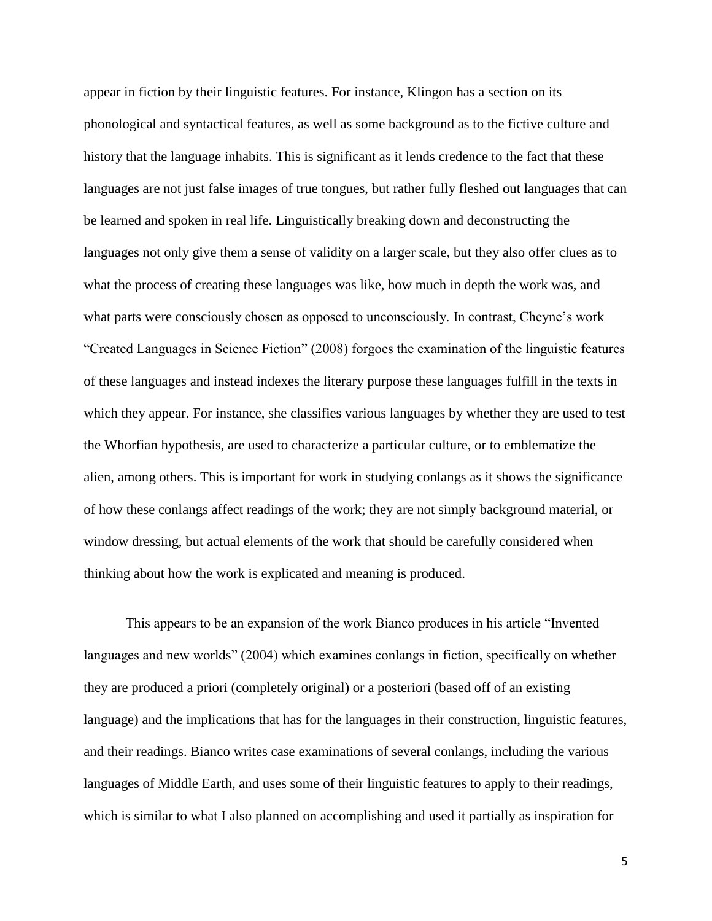appear in fiction by their linguistic features. For instance, Klingon has a section on its phonological and syntactical features, as well as some background as to the fictive culture and history that the language inhabits. This is significant as it lends credence to the fact that these languages are not just false images of true tongues, but rather fully fleshed out languages that can be learned and spoken in real life. Linguistically breaking down and deconstructing the languages not only give them a sense of validity on a larger scale, but they also offer clues as to what the process of creating these languages was like, how much in depth the work was, and what parts were consciously chosen as opposed to unconsciously. In contrast, Cheyne's work "Created Languages in Science Fiction" (2008) forgoes the examination of the linguistic features of these languages and instead indexes the literary purpose these languages fulfill in the texts in which they appear. For instance, she classifies various languages by whether they are used to test the Whorfian hypothesis, are used to characterize a particular culture, or to emblematize the alien, among others. This is important for work in studying conlangs as it shows the significance of how these conlangs affect readings of the work; they are not simply background material, or window dressing, but actual elements of the work that should be carefully considered when thinking about how the work is explicated and meaning is produced.

This appears to be an expansion of the work Bianco produces in his article "Invented languages and new worlds" (2004) which examines conlangs in fiction, specifically on whether they are produced a priori (completely original) or a posteriori (based off of an existing language) and the implications that has for the languages in their construction, linguistic features, and their readings. Bianco writes case examinations of several conlangs, including the various languages of Middle Earth, and uses some of their linguistic features to apply to their readings, which is similar to what I also planned on accomplishing and used it partially as inspiration for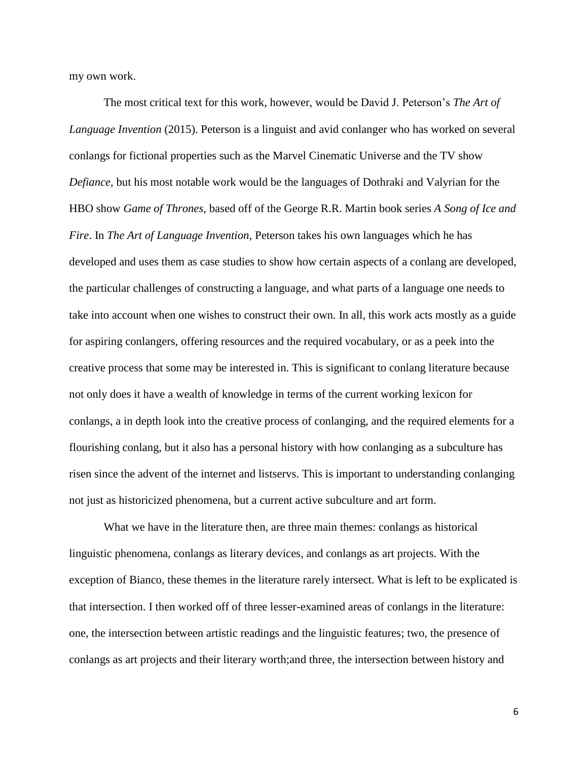my own work.

The most critical text for this work, however, would be David J. Peterson's *The Art of Language Invention* (2015). Peterson is a linguist and avid conlanger who has worked on several conlangs for fictional properties such as the Marvel Cinematic Universe and the TV show *Defiance*, but his most notable work would be the languages of Dothraki and Valyrian for the HBO show *Game of Thrones*, based off of the George R.R. Martin book series *A Song of Ice and Fire*. In *The Art of Language Invention*, Peterson takes his own languages which he has developed and uses them as case studies to show how certain aspects of a conlang are developed, the particular challenges of constructing a language, and what parts of a language one needs to take into account when one wishes to construct their own. In all, this work acts mostly as a guide for aspiring conlangers, offering resources and the required vocabulary, or as a peek into the creative process that some may be interested in. This is significant to conlang literature because not only does it have a wealth of knowledge in terms of the current working lexicon for conlangs, a in depth look into the creative process of conlanging, and the required elements for a flourishing conlang, but it also has a personal history with how conlanging as a subculture has risen since the advent of the internet and listservs. This is important to understanding conlanging not just as historicized phenomena, but a current active subculture and art form.

What we have in the literature then, are three main themes: conlangs as historical linguistic phenomena, conlangs as literary devices, and conlangs as art projects. With the exception of Bianco, these themes in the literature rarely intersect. What is left to be explicated is that intersection. I then worked off of three lesser-examined areas of conlangs in the literature: one, the intersection between artistic readings and the linguistic features; two, the presence of conlangs as art projects and their literary worth;and three, the intersection between history and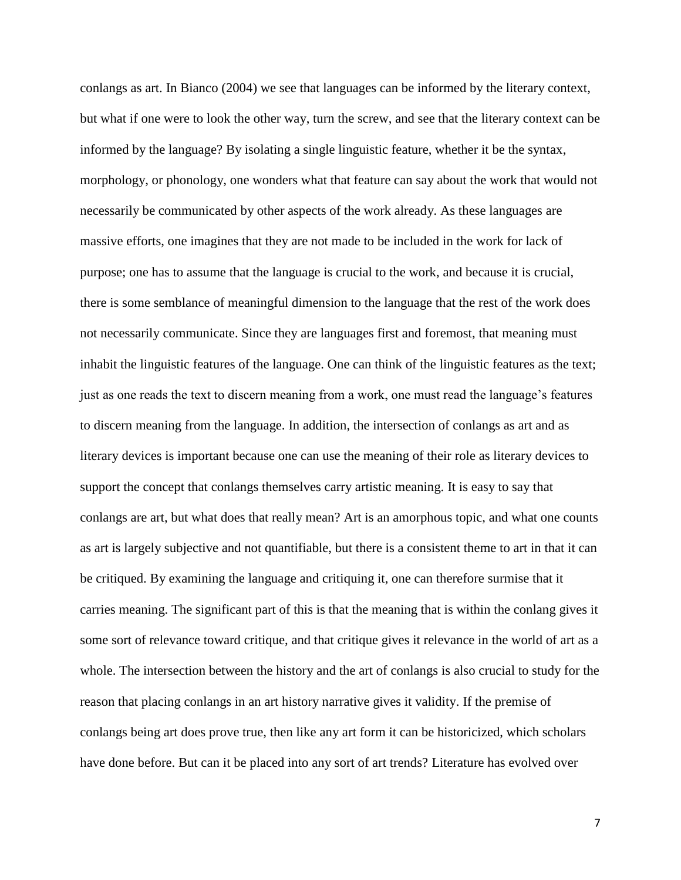conlangs as art. In Bianco (2004) we see that languages can be informed by the literary context, but what if one were to look the other way, turn the screw, and see that the literary context can be informed by the language? By isolating a single linguistic feature, whether it be the syntax, morphology, or phonology, one wonders what that feature can say about the work that would not necessarily be communicated by other aspects of the work already. As these languages are massive efforts, one imagines that they are not made to be included in the work for lack of purpose; one has to assume that the language is crucial to the work, and because it is crucial, there is some semblance of meaningful dimension to the language that the rest of the work does not necessarily communicate. Since they are languages first and foremost, that meaning must inhabit the linguistic features of the language. One can think of the linguistic features as the text; just as one reads the text to discern meaning from a work, one must read the language's features to discern meaning from the language. In addition, the intersection of conlangs as art and as literary devices is important because one can use the meaning of their role as literary devices to support the concept that conlangs themselves carry artistic meaning. It is easy to say that conlangs are art, but what does that really mean? Art is an amorphous topic, and what one counts as art is largely subjective and not quantifiable, but there is a consistent theme to art in that it can be critiqued. By examining the language and critiquing it, one can therefore surmise that it carries meaning. The significant part of this is that the meaning that is within the conlang gives it some sort of relevance toward critique, and that critique gives it relevance in the world of art as a whole. The intersection between the history and the art of conlangs is also crucial to study for the reason that placing conlangs in an art history narrative gives it validity. If the premise of conlangs being art does prove true, then like any art form it can be historicized, which scholars have done before. But can it be placed into any sort of art trends? Literature has evolved over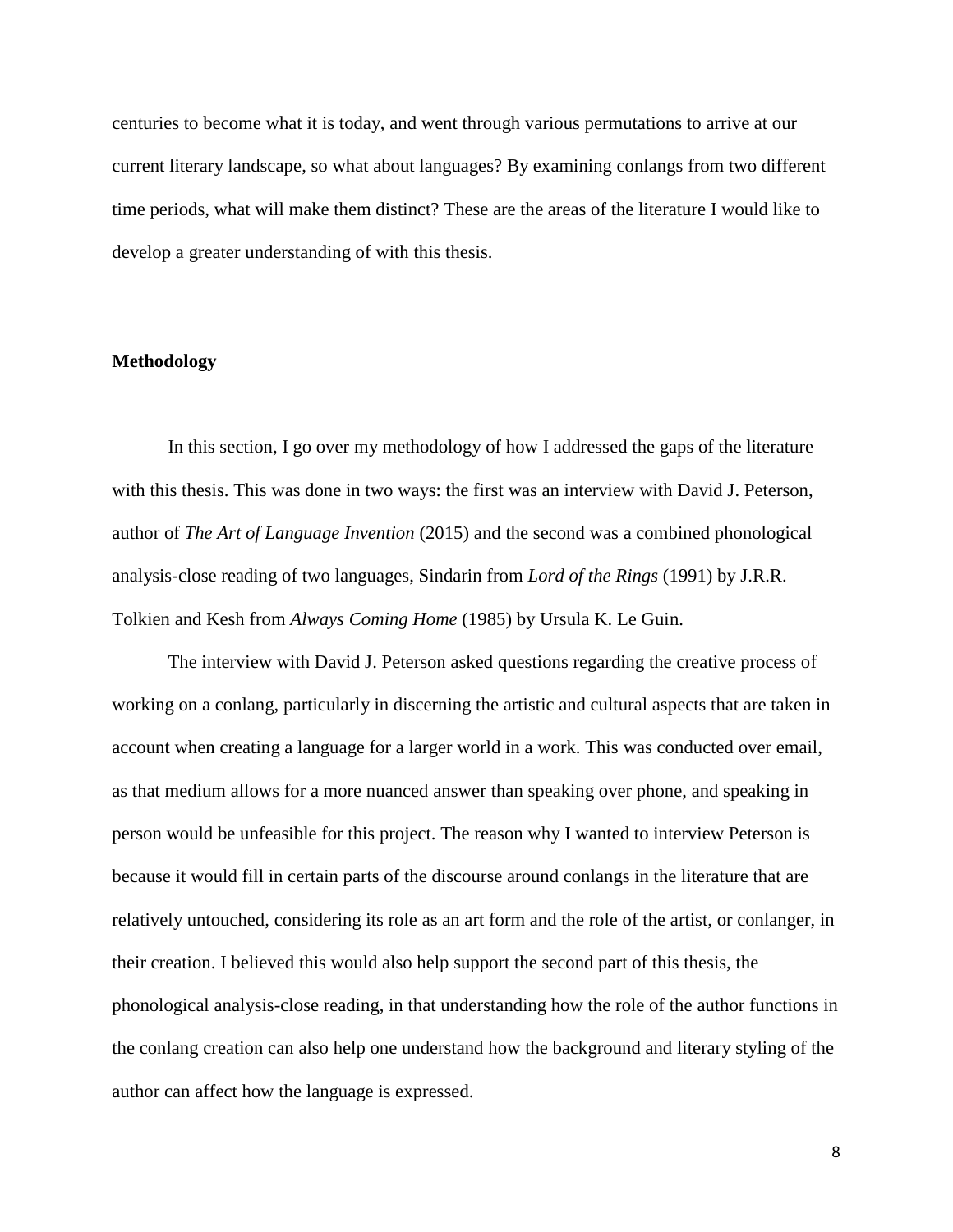centuries to become what it is today, and went through various permutations to arrive at our current literary landscape, so what about languages? By examining conlangs from two different time periods, what will make them distinct? These are the areas of the literature I would like to develop a greater understanding of with this thesis.

**Methodology**

In this section, I go over my methodology of how I addressed the gaps of the literature with this thesis. This was done in two ways: the first was an interview with David J. Peterson, author of *The Art of Language Invention* (2015) and the second was a combined phonological analysis-close reading of two languages, Sindarin from *Lord of the Rings* (1991) by J.R.R. Tolkien and Kesh from *Always Coming Home* (1985) by Ursula K. Le Guin.

The interview with David J. Peterson asked questions regarding the creative process of working on a conlang, particularly in discerning the artistic and cultural aspects that are taken in account when creating a language for a larger world in a work. This was conducted over email, as that medium allows for a more nuanced answer than speaking over phone, and speaking in person would be unfeasible for this project. The reason why I wanted to interview Peterson is because it would fill in certain parts of the discourse around conlangs in the literature that are relatively untouched, considering its role as an art form and the role of the artist, or conlanger, in their creation. I believed this would also help support the second part of this thesis, the phonological analysis-close reading, in that understanding how the role of the author functions in the conlang creation can also help one understand how the background and literary styling of the author can affect how the language is expressed.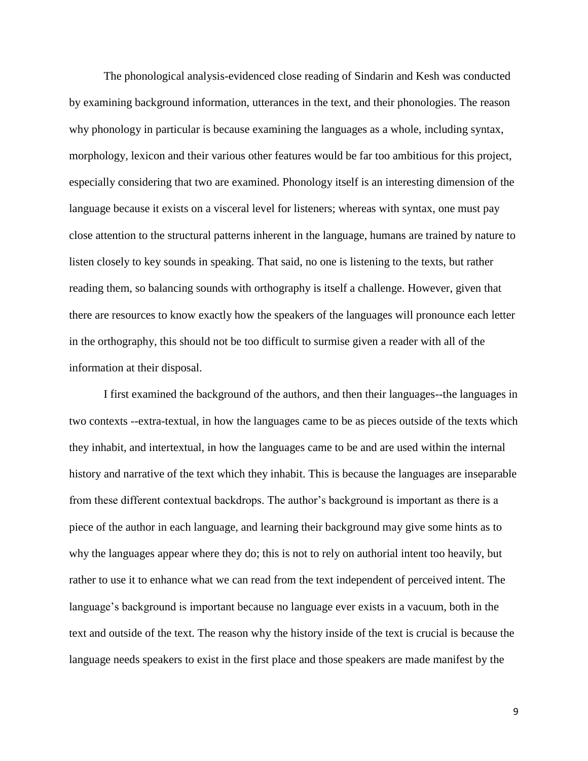The phonological analysis-evidenced close reading of Sindarin and Kesh was conducted by examining background information, utterances in the text, and their phonologies. The reason why phonology in particular is because examining the languages as a whole, including syntax, morphology, lexicon and their various other features would be far too ambitious for this project, especially considering that two are examined. Phonology itself is an interesting dimension of the language because it exists on a visceral level for listeners; whereas with syntax, one must pay close attention to the structural patterns inherent in the language, humans are trained by nature to listen closely to key sounds in speaking. That said, no one is listening to the texts, but rather reading them, so balancing sounds with orthography is itself a challenge. However, given that there are resources to know exactly how the speakers of the languages will pronounce each letter in the orthography, this should not be too difficult to surmise given a reader with all of the information at their disposal.

I first examined the background of the authors, and then their languages--the languages in two contexts --extra-textual, in how the languages came to be as pieces outside of the texts which they inhabit, and intertextual, in how the languages came to be and are used within the internal history and narrative of the text which they inhabit. This is because the languages are inseparable from these different contextual backdrops. The author's background is important as there is a piece of the author in each language, and learning their background may give some hints as to why the languages appear where they do; this is not to rely on authorial intent too heavily, but rather to use it to enhance what we can read from the text independent of perceived intent. The language's background is important because no language ever exists in a vacuum, both in the text and outside of the text. The reason why the history inside of the text is crucial is because the language needs speakers to exist in the first place and those speakers are made manifest by the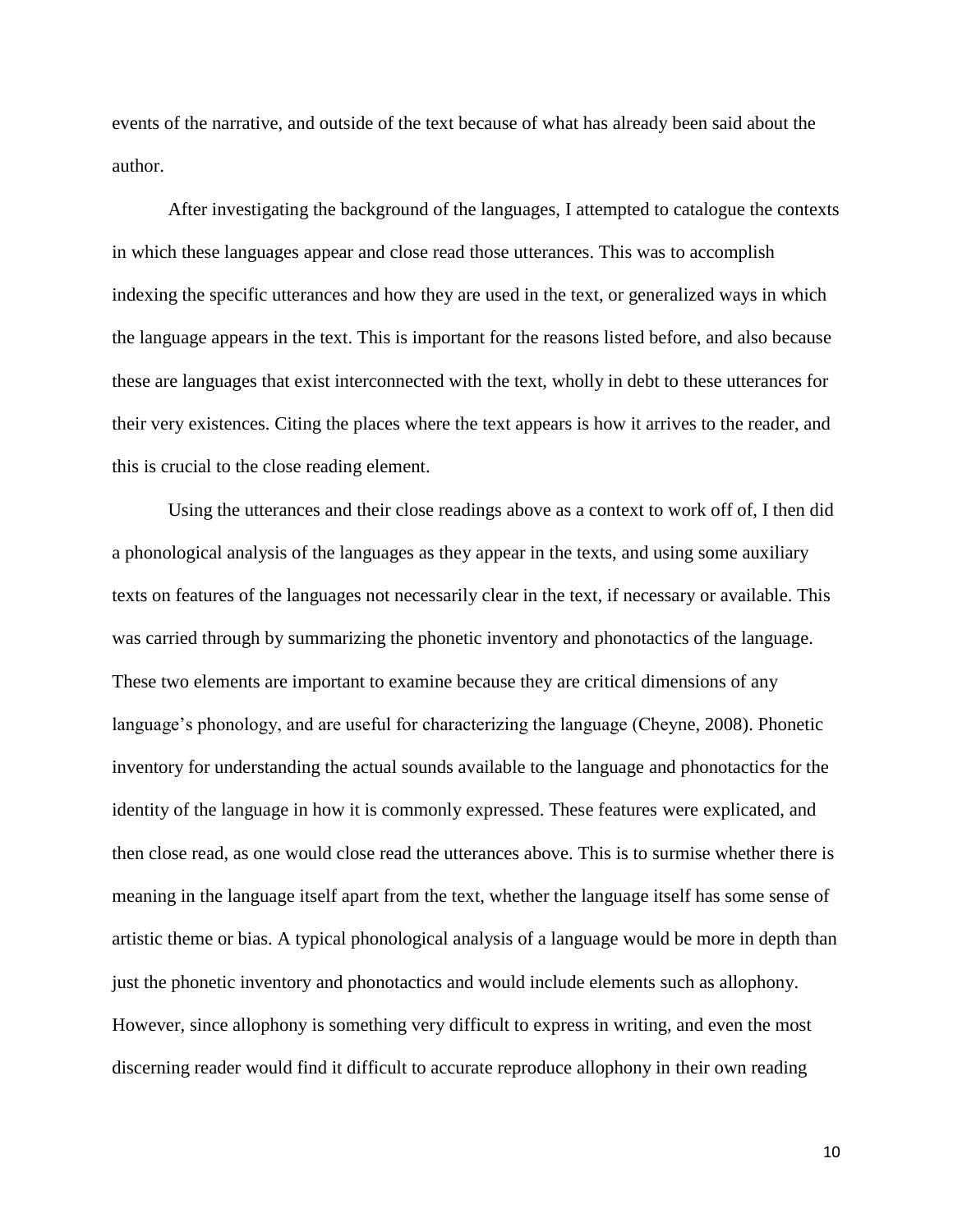events of the narrative, and outside of the text because of what has already been said about the author.

After investigating the background of the languages, I attempted to catalogue the contexts in which these languages appear and close read those utterances. This was to accomplish indexing the specific utterances and how they are used in the text, or generalized ways in which the language appears in the text. This is important for the reasons listed before, and also because these are languages that exist interconnected with the text, wholly in debt to these utterances for their very existences. Citing the places where the text appears is how it arrives to the reader, and this is crucial to the close reading element.

Using the utterances and their close readings above as a context to work off of, I then did a phonological analysis of the languages as they appear in the texts, and using some auxiliary texts on features of the languages not necessarily clear in the text, if necessary or available. This was carried through by summarizing the phonetic inventory and phonotactics of the language. These two elements are important to examine because they are critical dimensions of any language's phonology, and are useful for characterizing the language (Cheyne, 2008). Phonetic inventory for understanding the actual sounds available to the language and phonotactics for the identity of the language in how it is commonly expressed. These features were explicated, and then close read, as one would close read the utterances above. This is to surmise whether there is meaning in the language itself apart from the text, whether the language itself has some sense of artistic theme or bias. A typical phonological analysis of a language would be more in depth than just the phonetic inventory and phonotactics and would include elements such as allophony. However, since allophony is something very difficult to express in writing, and even the most discerning reader would find it difficult to accurate reproduce allophony in their own reading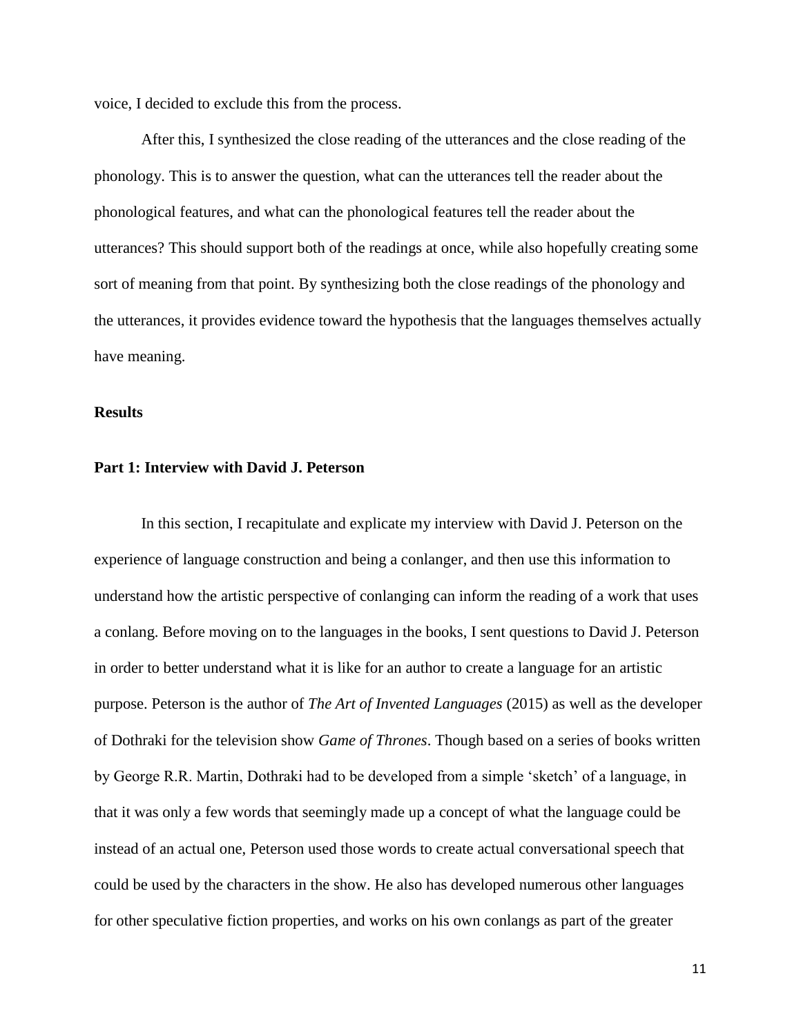voice, I decided to exclude this from the process.

After this, I synthesized the close reading of the utterances and the close reading of the phonology. This is to answer the question, what can the utterances tell the reader about the phonological features, and what can the phonological features tell the reader about the utterances? This should support both of the readings at once, while also hopefully creating some sort of meaning from that point. By synthesizing both the close readings of the phonology and the utterances, it provides evidence toward the hypothesis that the languages themselves actually have meaning.

## Results

### Part 1: Interview with David J. Peterson

In this section, I recapitulate and explicate my interview with David J. Peterson on the experience of language construction and being a conlanger, and then use this information to understand how the artistic perspective of conlanging can inform the reading of a work that uses a conlang. Before moving on to the languages in the books, I sent questions to David J. Peterson in order to better understand what it is like for an author to create a language for an artistic purpose. Peterson is the author of *The Art of Invented Languages* (2015) as well as the developer of Dothraki for the television show *Game of Thrones*. Though based on a series of books written by George R.R. Martin, Dothraki had to be developed from a simple 'sketch' of a language, in that it was only a few words that seemingly made up a concept of what the language could be instead of an actual one, Peterson used those words to create actual conversational speech that could be used by the characters in the show. He also has developed numerous other languages for other speculative fiction properties, and works on his own conlangs as part of the greater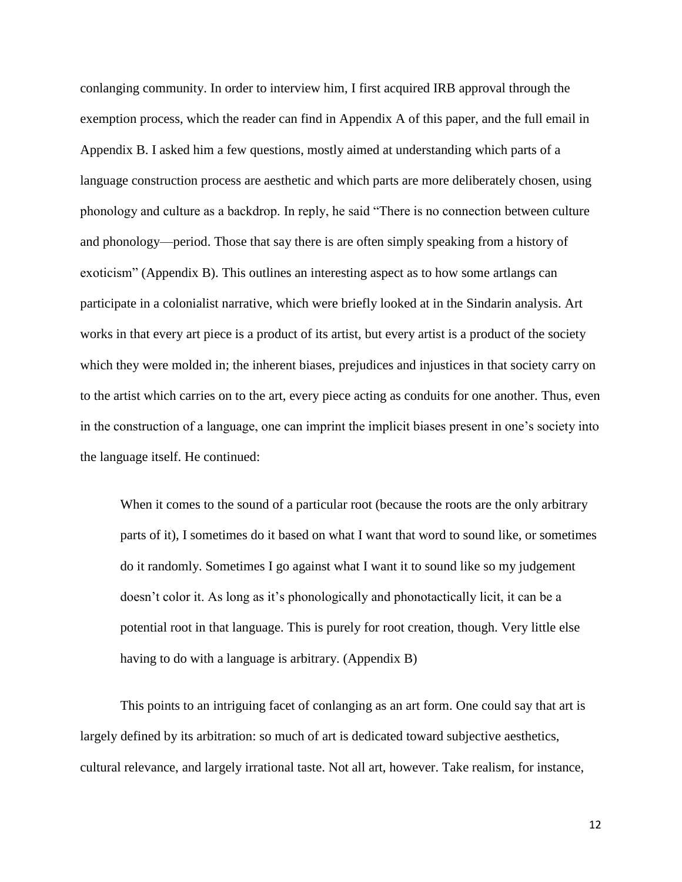conlanging community. In order to interview him, I first acquired IRB approval through the exemption process, which the reader can find in Appendix A of this paper, and the full email in Appendix B. I asked him a few questions, mostly aimed at understanding which parts of a language construction process are aesthetic and which parts are more deliberately chosen, using phonology and culture as a backdrop. In reply, he said "There is no connection between culture and phonology—period. Those that say there is are often simply speaking from a history of exoticism" (Appendix B). This outlines an interesting aspect as to how some artlangs can participate in a colonialist narrative, which were briefly looked at in the Sindarin analysis. Art works in that every art piece is a product of its artist, but every artist is a product of the society which they were molded in; the inherent biases, prejudices and injustices in that society carry on to the artist which carries on to the art, every piece acting as conduits for one another. Thus, even in the construction of a language, one can imprint the implicit biases present in one's society into the language itself. He continued:

> When it comes to the sound of a particular root (because the roots are the only arbitrary parts of it), I sometimes do it based on what I want that word to sound like, or sometimes do it randomly. Sometimes I go against what I want it to sound like so my judgement doesn't color it. As long as it's phonologically and phonotactically licit, it can be a potential root in that language. This is purely for root creation, though. Very little else having to do with a language is arbitrary. (Appendix B)

This points to an intriguing facet of conlanging as an art form. One could say that art is largely defined by its arbitration: so much of art is dedicated toward subjective aesthetics, cultural relevance, and largely irrational taste. Not all art, however. Take realism, for instance,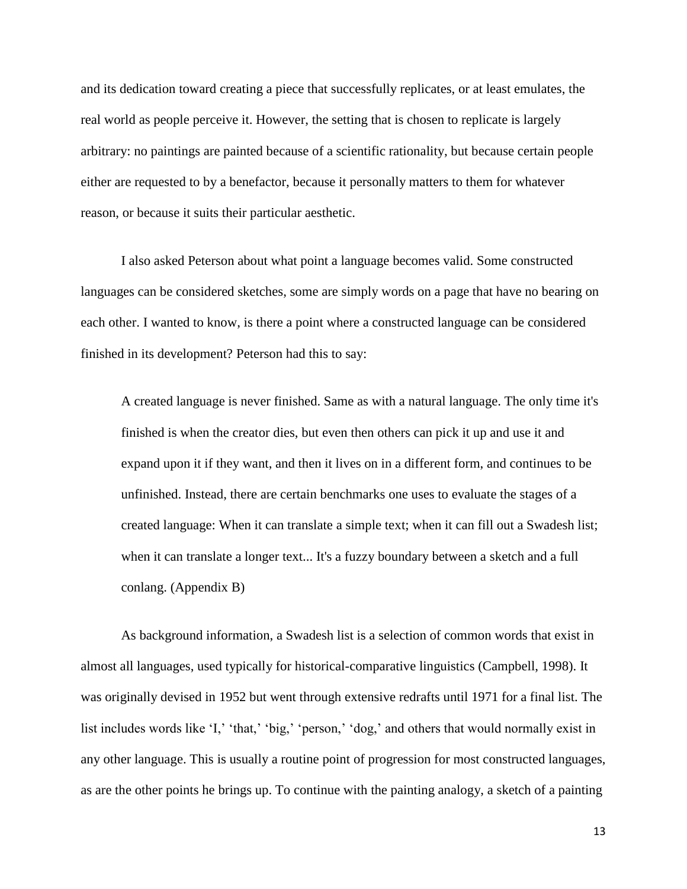and its dedication toward creating a piece that successfully replicates, or at least emulates, the real world as people perceive it. However, the setting that is chosen to replicate is largely arbitrary: no paintings are painted because of a scientific rationality, but because certain people either are requested to by a benefactor, because it personally matters to them for whatever reason, or because it suits their particular aesthetic.

I also asked Peterson about what point a language becomes valid. Some constructed languages can be considered sketches, some are simply words on a page that have no bearing on each other. I wanted to know, is there a point where a constructed language can be considered finished in its development? Peterson had this to say:

> A created language is never finished. Same as with a natural language. The only time it's finished is when the creator dies, but even then others can pick it up and use it and expand upon it if they want, and then it lives on in a different form, and continues to be unfinished. Instead, there are certain benchmarks one uses to evaluate the stages of a created language: When it can translate a simple text; when it can fill out a Swadesh list; when it can translate a longer text... It's a fuzzy boundary between a sketch and a full conlang. (Appendix B)

As background information, a Swadesh list is a selection of common words that exist in almost all languages, used typically for historical-comparative linguistics (Campbell, 1998). It was originally devised in 1952 but went through extensive redrafts until 1971 for a final list. The list includes words like 'I,' 'that,' 'big,' 'person,' 'dog,' and others that would normally exist in any other language. This is usually a routine point of progression for most constructed languages, as are the other points he brings up. To continue with the painting analogy, a sketch of a painting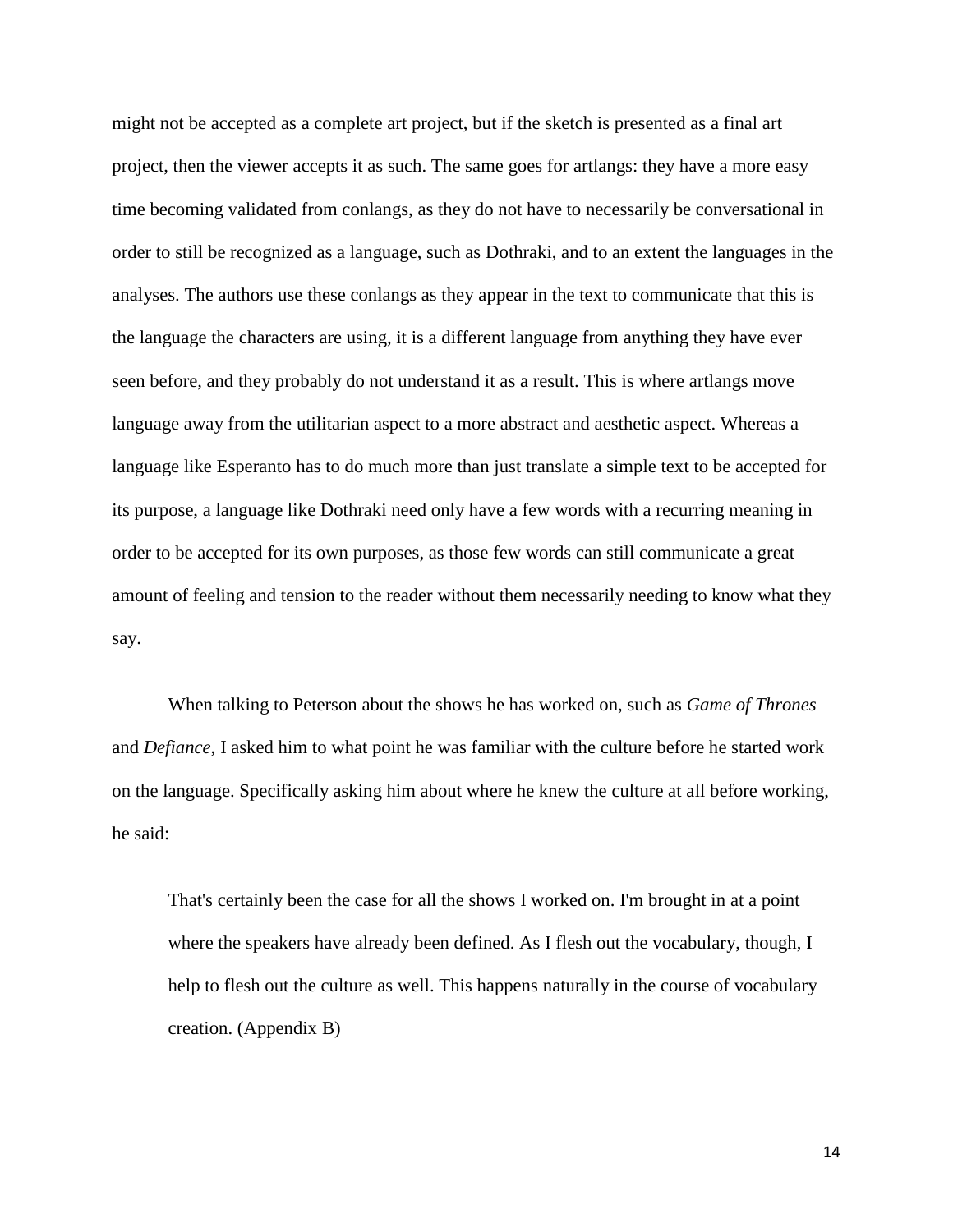might not be accepted as a complete art project, but if the sketch is presented as a final art project, then the viewer accepts it as such. The same goes for artlangs: they have a more easy time becoming validated from conlangs, as they do not have to necessarily be conversational in order to still be recognized as a language, such as Dothraki, and to an extent the languages in the analyses. The authors use these conlangs as they appear in the text to communicate that this is the language the characters are using, it is a different language from anything they have ever seen before, and they probably do not understand it as a result. This is where artlangs move language away from the utilitarian aspect to a more abstract and aesthetic aspect. Whereas a language like Esperanto has to do much more than just translate a simple text to be accepted for its purpose, a language like Dothraki need only have a few words with a recurring meaning in order to be accepted for its own purposes, as those few words can still communicate a great amount of feeling and tension to the reader without them necessarily needing to know what they say.

When talking to Peterson about the shows he has worked on, such as *Game of Thrones* and *Defiance*, I asked him to what point he was familiar with the culture before he started work on the language. Specifically asking him about where he knew the culture at all before working, he said:

> That's certainly been the case for all the shows I worked on. I'm brought in at a point where the speakers have already been defined. As I flesh out the vocabulary, though, I help to flesh out the culture as well. This happens naturally in the course of vocabulary creation. (Appendix B)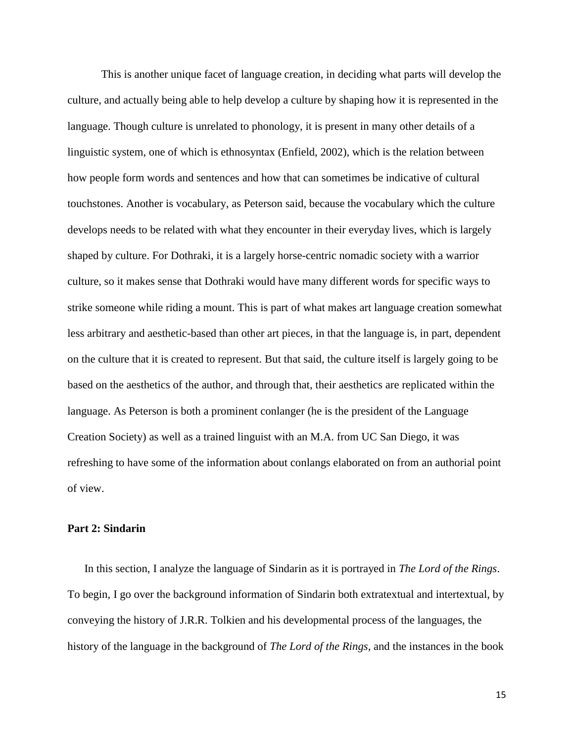This is another unique facet of language creation, in deciding what parts will develop the culture, and actually being able to help develop a culture by shaping how it is represented in the language. Though culture is unrelated to phonology, it is present in many other details of a linguistic system, one of which is ethnosyntax (Enfield, 2002), which is the relation between how people form words and sentences and how that can sometimes be indicative of cultural touchstones. Another is vocabulary, as Peterson said, because the vocabulary which the culture develops needs to be related with what they encounter in their everyday lives, which is largely shaped by culture. For Dothraki, it is a largely horse-centric nomadic society with a warrior culture, so it makes sense that Dothraki would have many different words for specific ways to strike someone while riding a mount. This is part of what makes art language creation somewhat less arbitrary and aesthetic-based than other art pieces, in that the language is, in part, dependent on the culture that it is created to represent. But that said, the culture itself is largely going to be based on the aesthetics of the author, and through that, their aesthetics are replicated within the language. As Peterson is both a prominent conlanger (he is the president of the Language Creation Society) as well as a trained linguist with an M.A. from UC San Diego, it was refreshing to have some of the information about conlangs elaborated on from an authorial point of view.

**Part 2: Sindarin**

In this section, I analyze the language of Sindarin as it is portrayed in *The Lord of the Rings*. To begin, I go over the background information of Sindarin both extratextual and intertextual, by conveying the history of J.R.R. Tolkien and his developmental process of the languages, the history of the language in the background of *The Lord of the Rings*, and the instances in the book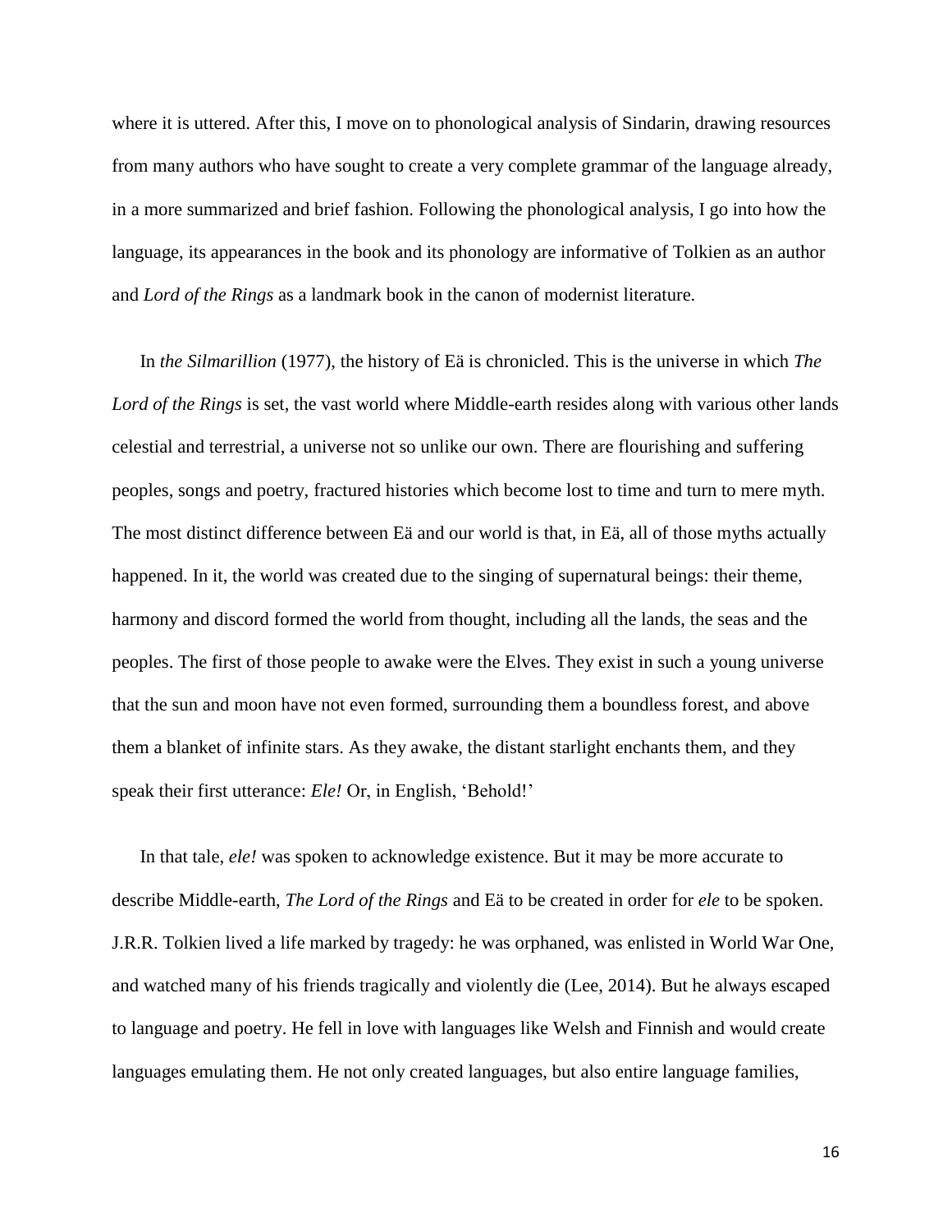where it is uttered. After this, I move on to phonological analysis of Sindarin, drawing resources from many authors who have sought to create a very complete grammar of the language already, in a more summarized and brief fashion. Following the phonological analysis, I go into how the language, its appearances in the book and its phonology are informative of Tolkien as an author and *Lord of the Rings* as a landmark book in the canon of modernist literature.

In *the Silmarillion* (1977), the history of Eä is chronicled. This is the universe in which *The Lord of the Rings* is set, the vast world where Middle-earth resides along with various other lands celestial and terrestrial, a universe not so unlike our own. There are flourishing and suffering peoples, songs and poetry, fractured histories which become lost to time and turn to mere myth. The most distinct difference between Eä and our world is that, in Eä, all of those myths actually happened. In it, the world was created due to the singing of supernatural beings: their theme, harmony and discord formed the world from thought, including all the lands, the seas and the peoples. The first of those people to awake were the Elves. They exist in such a young universe that the sun and moon have not even formed, surrounding them a boundless forest, and above them a blanket of infinite stars. As they awake, the distant starlight enchants them, and they speak their first utterance: *Ele!* Or, in English, 'Behold!'

In that tale, *ele!* was spoken to acknowledge existence. But it may be more accurate to describe Middle-earth, *The Lord of the Rings* and Eä to be created in order for *ele* to be spoken. J.R.R. Tolkien lived a life marked by tragedy: he was orphaned, was enlisted in World War One, and watched many of his friends tragically and violently die (Lee, 2014). But he always escaped to language and poetry. He fell in love with languages like Welsh and Finnish and would create languages emulating them. He not only created languages, but also entire language families,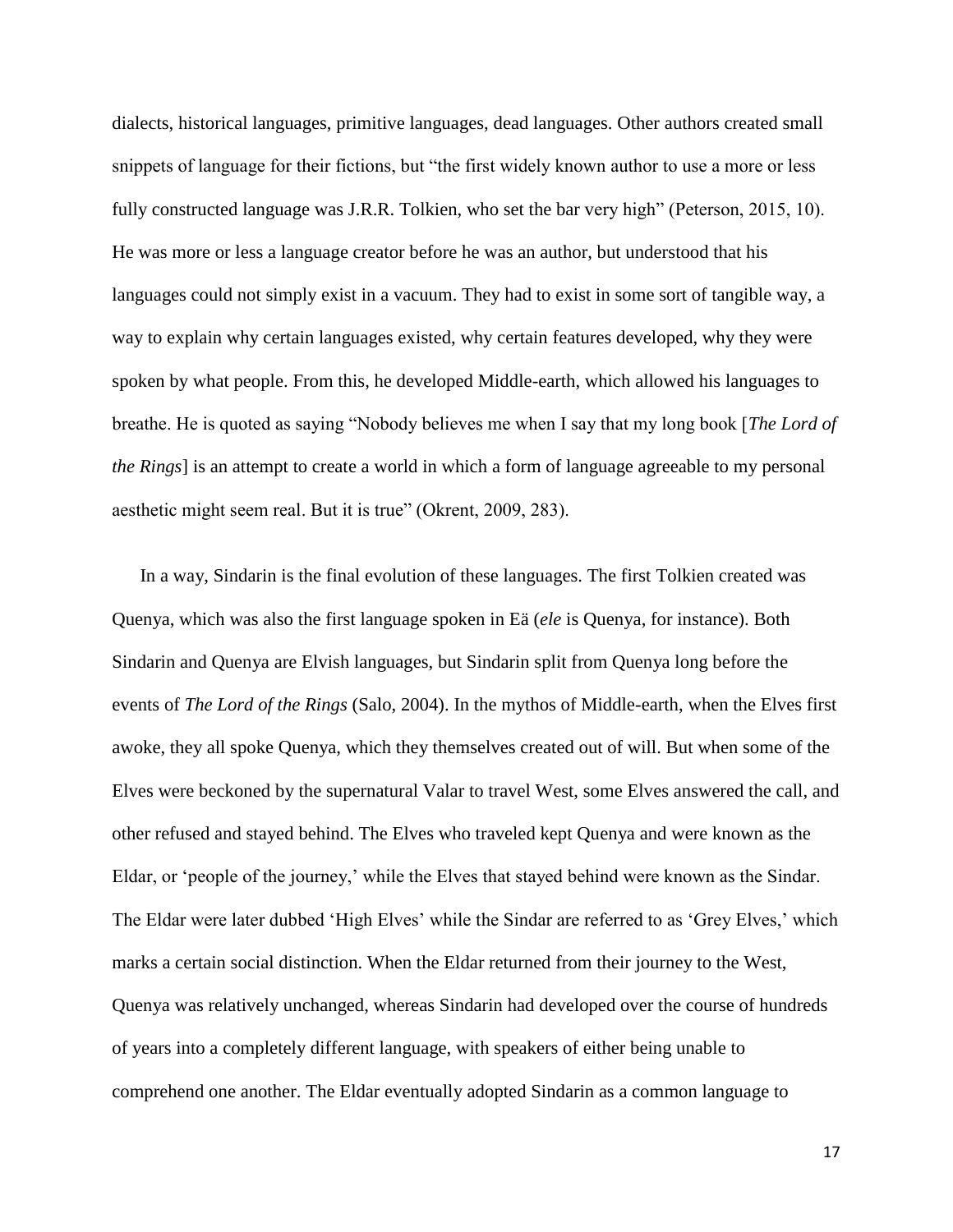dialects, historical languages, primitive languages, dead languages. Other authors created small snippets of language for their fictions, but "the first widely known author to use a more or less fully constructed language was J.R.R. Tolkien, who set the bar very high" (Peterson, 2015, 10). He was more or less a language creator before he was an author, but understood that his languages could not simply exist in a vacuum. They had to exist in some sort of tangible way, a way to explain why certain languages existed, why certain features developed, why they were spoken by what people. From this, he developed Middle-earth, which allowed his languages to breathe. He is quoted as saying "Nobody believes me when I say that my long book [*The Lord of the Rings*] is an attempt to create a world in which a form of language agreeable to my personal aesthetic might seem real. But it is true" (Okrent, 2009, 283).

In a way, Sindarin is the final evolution of these languages. The first Tolkien created was Quenya, which was also the first language spoken in Eä (*ele* is Quenya, for instance). Both Sindarin and Quenya are Elvish languages, but Sindarin split from Quenya long before the events of *The Lord of the Rings* (Salo, 2004). In the mythos of Middle-earth, when the Elves first awoke, they all spoke Quenya, which they themselves created out of will. But when some of the Elves were beckoned by the supernatural Valar to travel West, some Elves answered the call, and other refused and stayed behind. The Elves who traveled kept Quenya and were known as the Eldar, or 'people of the journey,' while the Elves that stayed behind were known as the Sindar. The Eldar were later dubbed 'High Elves' while the Sindar are referred to as 'Grey Elves,' which marks a certain social distinction. When the Eldar returned from their journey to the West, Quenya was relatively unchanged, whereas Sindarin had developed over the course of hundreds of years into a completely different language, with speakers of either being unable to comprehend one another. The Eldar eventually adopted Sindarin as a common language to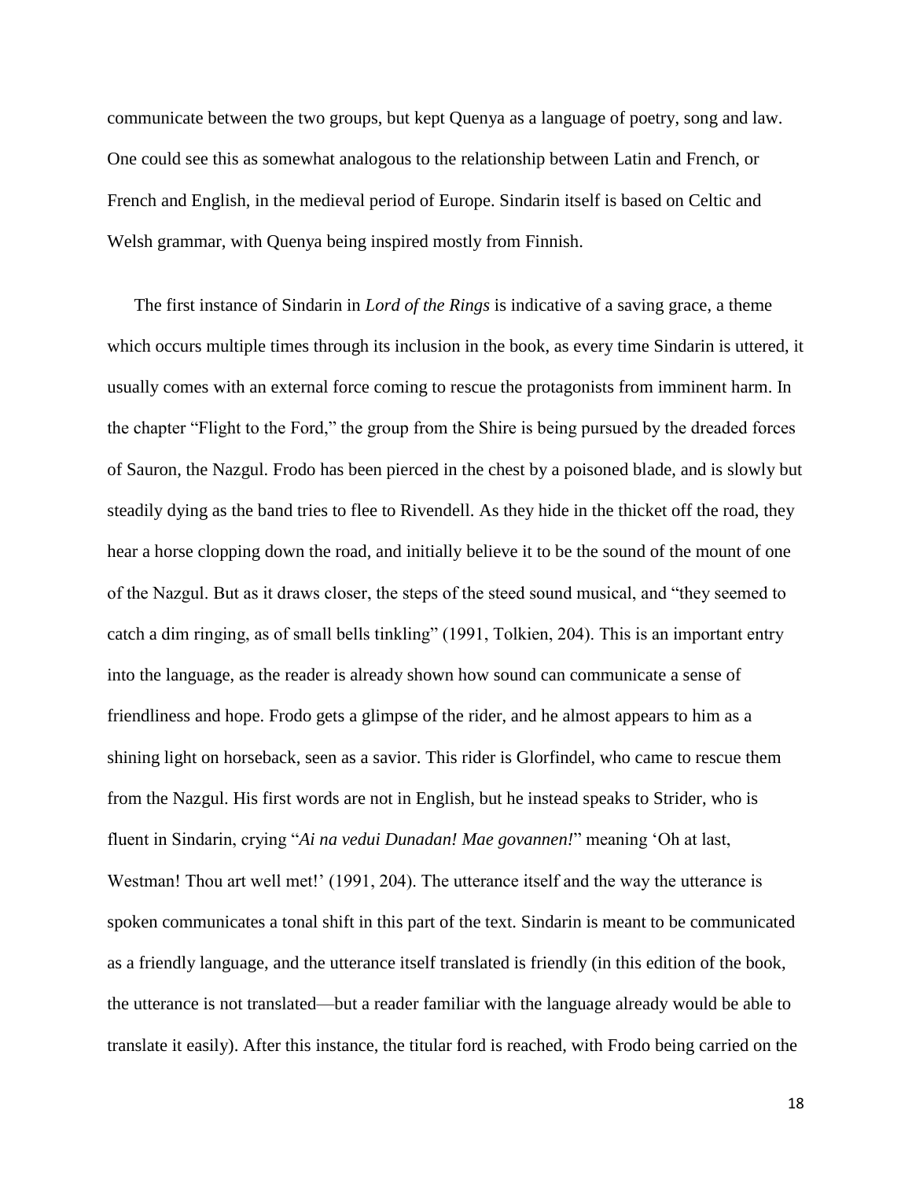communicate between the two groups, but kept Quenya as a language of poetry, song and law. One could see this as somewhat analogous to the relationship between Latin and French, or French and English, in the medieval period of Europe. Sindarin itself is based on Celtic and Welsh grammar, with Quenya being inspired mostly from Finnish.

The first instance of Sindarin in *Lord of the Rings* is indicative of a saving grace, a theme which occurs multiple times through its inclusion in the book, as every time Sindarin is uttered, it usually comes with an external force coming to rescue the protagonists from imminent harm. In the chapter "Flight to the Ford," the group from the Shire is being pursued by the dreaded forces of Sauron, the Nazgul. Frodo has been pierced in the chest by a poisoned blade, and is slowly but steadily dying as the band tries to flee to Rivendell. As they hide in the thicket off the road, they hear a horse clopping down the road, and initially believe it to be the sound of the mount of one of the Nazgul. But as it draws closer, the steps of the steed sound musical, and "they seemed to catch a dim ringing, as of small bells tinkling" (1991, Tolkien, 204). This is an important entry into the language, as the reader is already shown how sound can communicate a sense of friendliness and hope. Frodo gets a glimpse of the rider, and he almost appears to him as a shining light on horseback, seen as a savior. This rider is Glorfindel, who came to rescue them from the Nazgul. His first words are not in English, but he instead speaks to Strider, who is fluent in Sindarin, crying "*Ai na vedui Dunadan! Mae govannen!*" meaning 'Oh at last, Westman! Thou art well met!' (1991, 204). The utterance itself and the way the utterance is spoken communicates a tonal shift in this part of the text. Sindarin is meant to be communicated as a friendly language, and the utterance itself translated is friendly (in this edition of the book, the utterance is not translated—but a reader familiar with the language already would be able to translate it easily). After this instance, the titular ford is reached, with Frodo being carried on the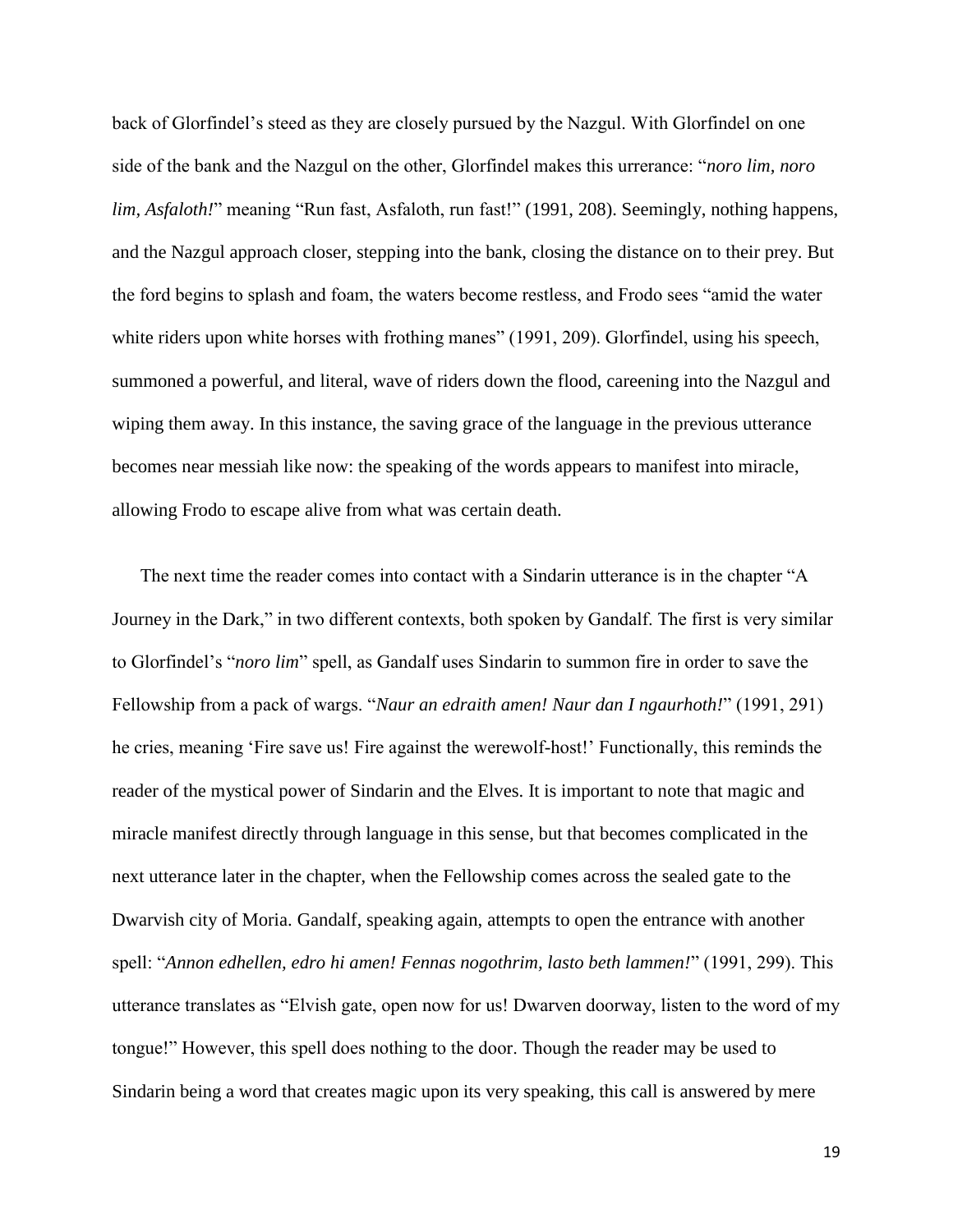back of Glorfindel's steed as they are closely pursued by the Nazgul. With Glorfindel on one side of the bank and the Nazgul on the other, Glorfindel makes this urrerance: "*noro lim, noro lim, Asfaloth!*" meaning "Run fast, Asfaloth, run fast!" (1991, 208). Seemingly, nothing happens, and the Nazgul approach closer, stepping into the bank, closing the distance on to their prey. But the ford begins to splash and foam, the waters become restless, and Frodo sees "amid the water white riders upon white horses with frothing manes" (1991, 209). Glorfindel, using his speech, summoned a powerful, and literal, wave of riders down the flood, careening into the Nazgul and wiping them away. In this instance, the saving grace of the language in the previous utterance becomes near messiah like now: the speaking of the words appears to manifest into miracle, allowing Frodo to escape alive from what was certain death.

The next time the reader comes into contact with a Sindarin utterance is in the chapter "A Journey in the Dark," in two different contexts, both spoken by Gandalf. The first is very similar to Glorfindel's "*noro lim*" spell, as Gandalf uses Sindarin to summon fire in order to save the Fellowship from a pack of wargs. "*Naur an edraith amen! Naur dan I ngaurhoth!*" (1991, 291) he cries, meaning 'Fire save us! Fire against the werewolf-host!' Functionally, this reminds the reader of the mystical power of Sindarin and the Elves. It is important to note that magic and miracle manifest directly through language in this sense, but that becomes complicated in the next utterance later in the chapter, when the Fellowship comes across the sealed gate to the Dwarvish city of Moria. Gandalf, speaking again, attempts to open the entrance with another spell: "*Annon edhellen, edro hi amen! Fennas nogothrim, lasto beth lammen!*" (1991, 299). This utterance translates as "Elvish gate, open now for us! Dwarven doorway, listen to the word of my tongue!" However, this spell does nothing to the door. Though the reader may be used to Sindarin being a word that creates magic upon its very speaking, this call is answered by mere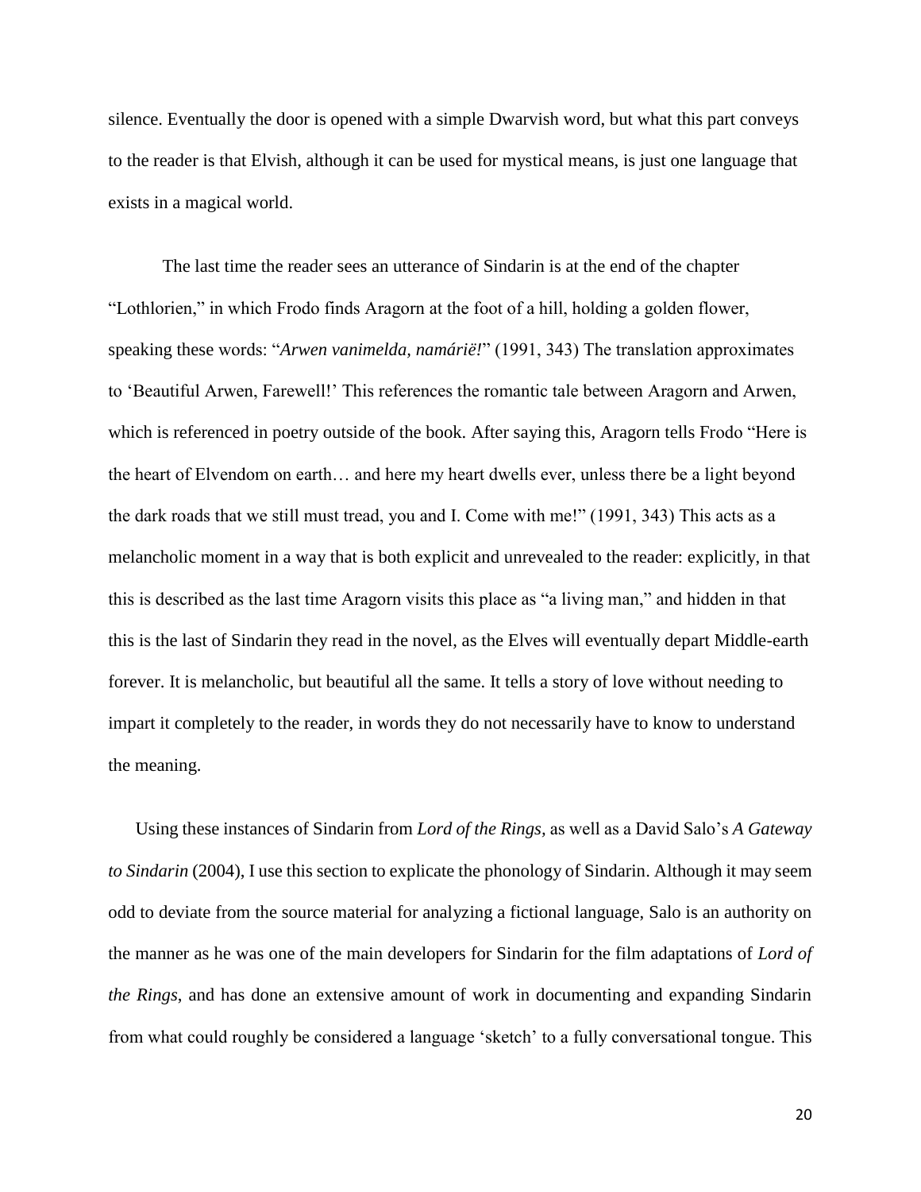silence. Eventually the door is opened with a simple Dwarvish word, but what this part conveys to the reader is that Elvish, although it can be used for mystical means, is just one language that exists in a magical world.

The last time the reader sees an utterance of Sindarin is at the end of the chapter "Lothlorien," in which Frodo finds Aragorn at the foot of a hill, holding a golden flower, speaking these words: "*Arwen vanimelda, namárië!*" (1991, 343) The translation approximates to 'Beautiful Arwen, Farewell!' This references the romantic tale between Aragorn and Arwen, which is referenced in poetry outside of the book. After saying this, Aragorn tells Frodo "Here is the heart of Elvendom on earth… and here my heart dwells ever, unless there be a light beyond the dark roads that we still must tread, you and I. Come with me!" (1991, 343) This acts as a melancholic moment in a way that is both explicit and unrevealed to the reader: explicitly, in that this is described as the last time Aragorn visits this place as "a living man," and hidden in that this is the last of Sindarin they read in the novel, as the Elves will eventually depart Middle-earth forever. It is melancholic, but beautiful all the same. It tells a story of love without needing to impart it completely to the reader, in words they do not necessarily have to know to understand the meaning.

Using these instances of Sindarin from *Lord of the Rings*, as well as a David Salo's *A Gateway to Sindarin* (2004), I use this section to explicate the phonology of Sindarin. Although it may seem odd to deviate from the source material for analyzing a fictional language, Salo is an authority on the manner as he was one of the main developers for Sindarin for the film adaptations of *Lord of the Rings*, and has done an extensive amount of work in documenting and expanding Sindarin from what could roughly be considered a language 'sketch' to a fully conversational tongue. This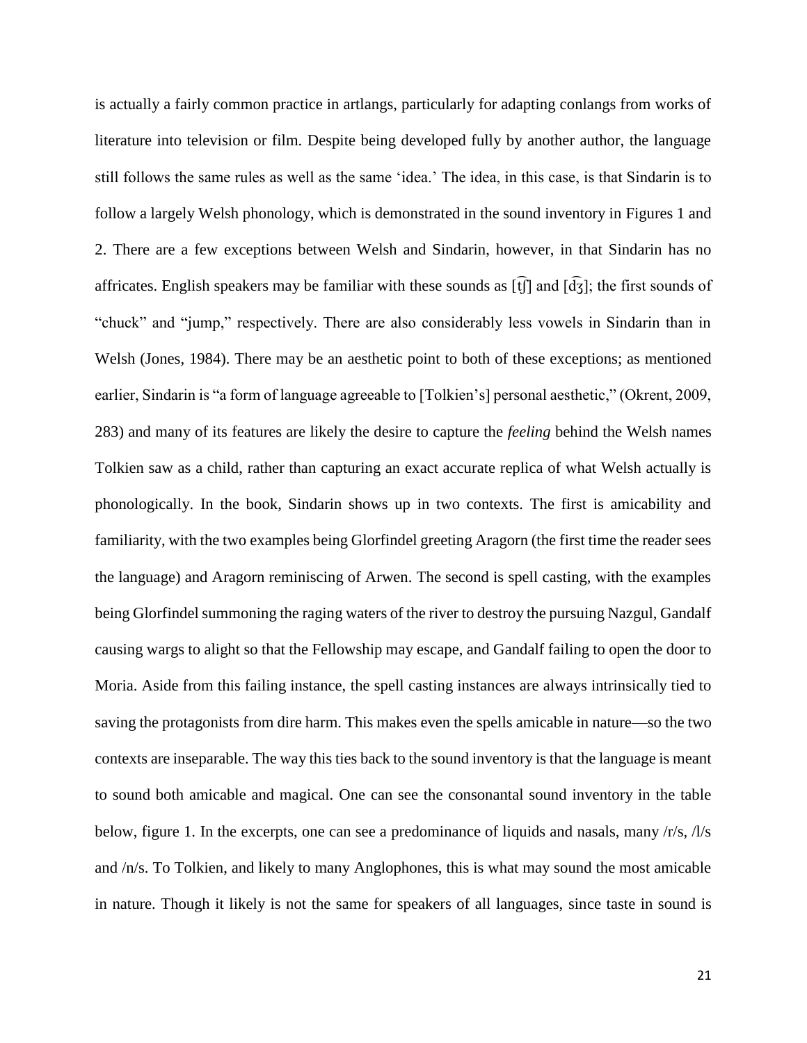is actually a fairly common practice in artlangs, particularly for adapting conlangs from works of literature into television or film. Despite being developed fully by another author, the language still follows the same rules as well as the same 'idea.' The idea, in this case, is that Sindarin is to follow a largely Welsh phonology, which is demonstrated in the sound inventory in Figures 1 and 2. There are a few exceptions between Welsh and Sindarin, however, in that Sindarin has no affricates. English speakers may be familiar with these sounds as [t͡ʃ] and [d͡ʒ]; the first sounds of "chuck" and "jump," respectively. There are also considerably less vowels in Sindarin than in Welsh (Jones, 1984). There may be an aesthetic point to both of these exceptions; as mentioned earlier, Sindarin is "a form of language agreeable to [Tolkien's] personal aesthetic," (Okrent, 2009, 283) and many of its features are likely the desire to capture the *feeling* behind the Welsh names Tolkien saw as a child, rather than capturing an exact accurate replica of what Welsh actually is phonologically. In the book, Sindarin shows up in two contexts. The first is amicability and familiarity, with the two examples being Glorfindel greeting Aragorn (the first time the reader sees the language) and Aragorn reminiscing of Arwen. The second is spell casting, with the examples being Glorfindel summoning the raging waters of the river to destroy the pursuing Nazgul, Gandalf causing wargs to alight so that the Fellowship may escape, and Gandalf failing to open the door to Moria. Aside from this failing instance, the spell casting instances are always intrinsically tied to saving the protagonists from dire harm. This makes even the spells amicable in nature—so the two contexts are inseparable. The way this ties back to the sound inventory is that the language is meant to sound both amicable and magical. One can see the consonantal sound inventory in the table below, figure 1. In the excerpts, one can see a predominance of liquids and nasals, many /r/s, /l/s and /n/s. To Tolkien, and likely to many Anglophones, this is what may sound the most amicable in nature. Though it likely is not the same for speakers of all languages, since taste in sound is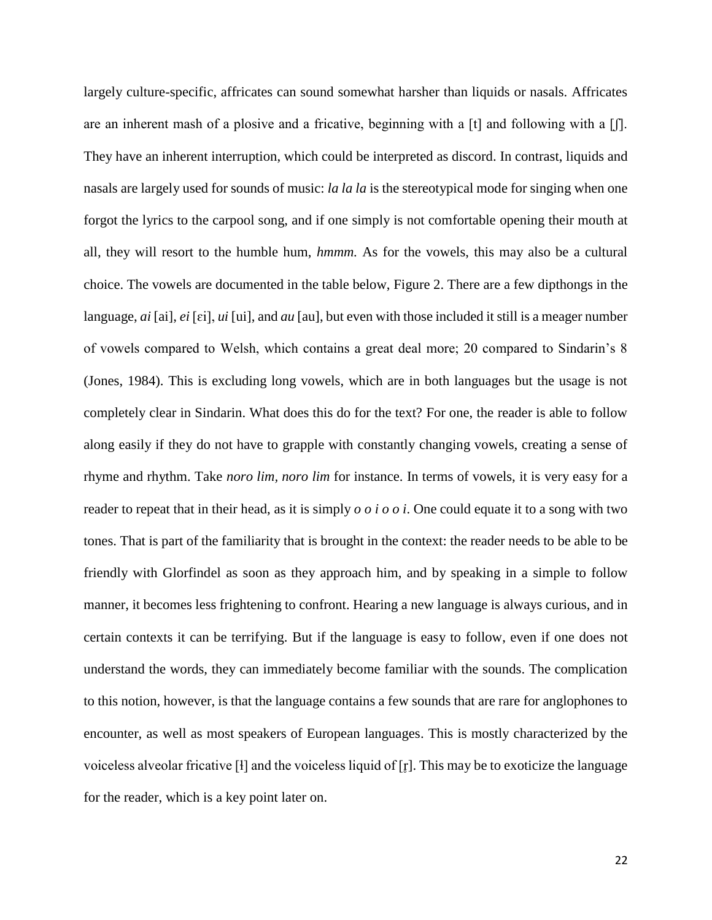largely culture-specific, affricates can sound somewhat harsher than liquids or nasals. Affricates are an inherent mash of a plosive and a fricative, beginning with a [t] and following with a [ʃ]. They have an inherent interruption, which could be interpreted as discord. In contrast, liquids and nasals are largely used for sounds of music: *la la la* is the stereotypical mode for singing when one forgot the lyrics to the carpool song, and if one simply is not comfortable opening their mouth at all, they will resort to the humble hum, *hmmm.* As for the vowels, this may also be a cultural choice. The vowels are documented in the table below, Figure 2. There are a few dipthongs in the language, *ai* [ai], *ei* [ɛi], *ui* [ui], and *au* [au], but even with those included it still is a meager number of vowels compared to Welsh, which contains a great deal more; 20 compared to Sindarin's 8 (Jones, 1984). This is excluding long vowels, which are in both languages but the usage is not completely clear in Sindarin. What does this do for the text? For one, the reader is able to follow along easily if they do not have to grapple with constantly changing vowels, creating a sense of rhyme and rhythm. Take *noro lim, noro lim* for instance. In terms of vowels, it is very easy for a reader to repeat that in their head, as it is simply *o o i o o i*. One could equate it to a song with two tones. That is part of the familiarity that is brought in the context: the reader needs to be able to be friendly with Glorfindel as soon as they approach him, and by speaking in a simple to follow manner, it becomes less frightening to confront. Hearing a new language is always curious, and in certain contexts it can be terrifying. But if the language is easy to follow, even if one does not understand the words, they can immediately become familiar with the sounds. The complication to this notion, however, is that the language contains a few sounds that are rare for anglophones to encounter, as well as most speakers of European languages. This is mostly characterized by the voiceless alveolar fricative [ɬ] and the voiceless liquid of [r̥]. This may be to exoticize the language for the reader, which is a key point later on.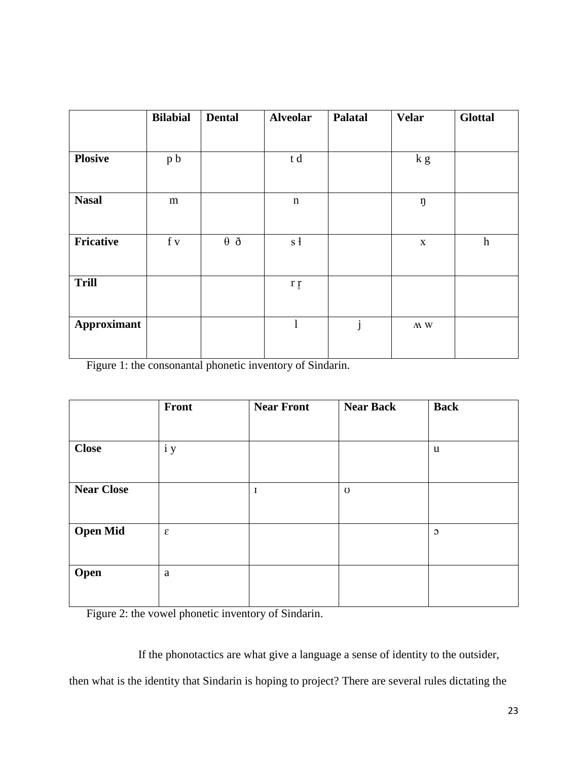| | **Bilabial** | **Dental** | **Alveolar** | **Palatal** | **Velar** | **Glottal** |
|---|---|---|---|---|---|---|
| **Plosive** | p b | | t d | | k g | |
| **Nasal** | m | | n | | ŋ | |
| **Fricative** | f v | θ ð | s ɬ | | x | h |
| **Trill** | | | r r̥ | | | |
| **Approximant** | | | l | j | ʍ w | |

Figure 1: the consonantal phonetic inventory of Sindarin.

| | **Front** | **Near Front** | **Near Back** | **Back** |
|---|---|---|---|---|
| **Close** | i y | | | u |
| **Near Close** | | ɪ | ʊ | |
| **Open Mid** | ɛ | | | ɔ |
| **Open** | a | | | |

Figure 2: the vowel phonetic inventory of Sindarin.

If the phonotactics are what give a language a sense of identity to the outsider, then what is the identity that Sindarin is hoping to project? There are several rules dictating the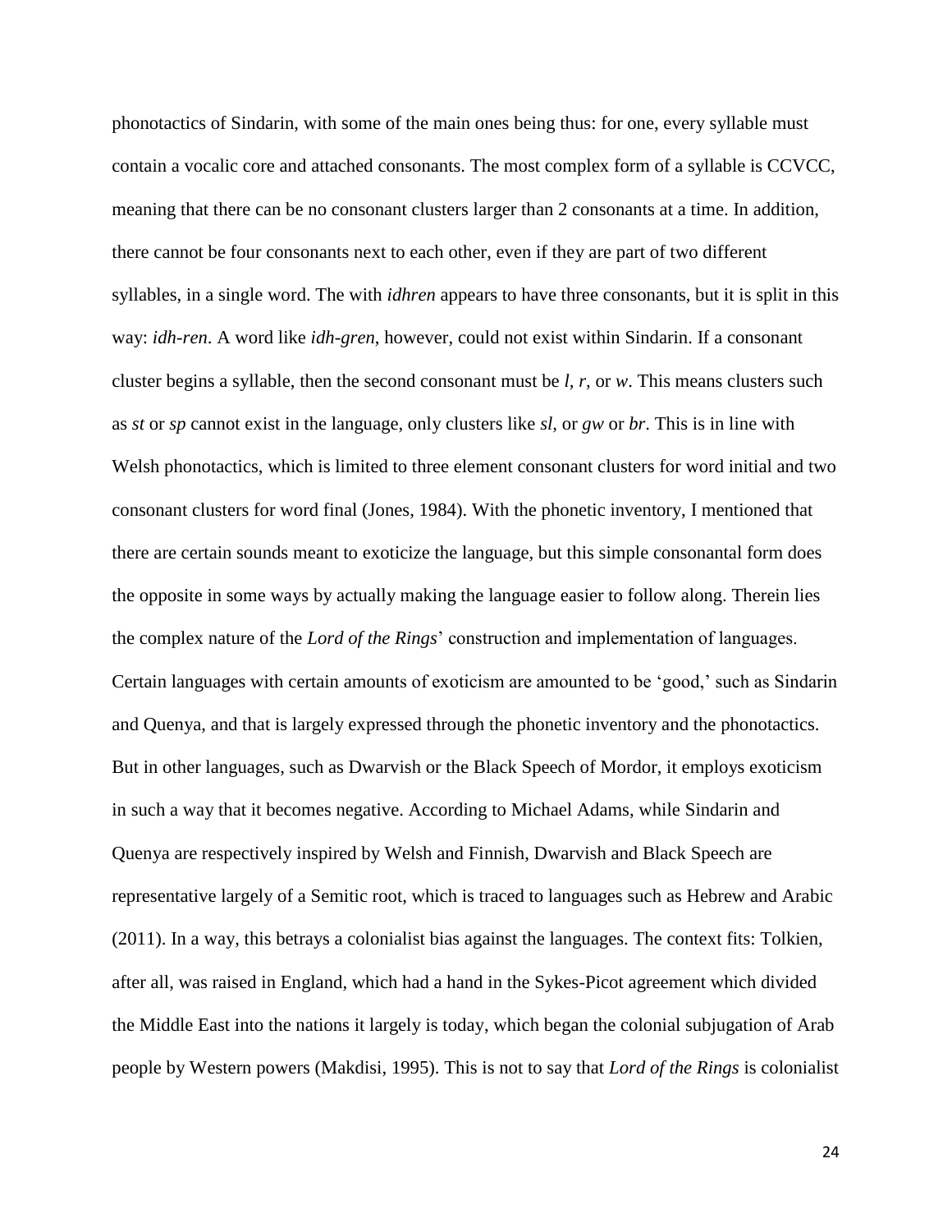phonotactics of Sindarin, with some of the main ones being thus: for one, every syllable must contain a vocalic core and attached consonants. The most complex form of a syllable is CCVCC, meaning that there can be no consonant clusters larger than 2 consonants at a time. In addition, there cannot be four consonants next to each other, even if they are part of two different syllables, in a single word. The with *idhren* appears to have three consonants, but it is split in this way: *idh-ren*. A word like *idh-gren*, however, could not exist within Sindarin. If a consonant cluster begins a syllable, then the second consonant must be *l, r,* or *w*. This means clusters such as *st* or *sp* cannot exist in the language, only clusters like *sl,* or *gw* or *br*. This is in line with Welsh phonotactics, which is limited to three element consonant clusters for word initial and two consonant clusters for word final (Jones, 1984). With the phonetic inventory, I mentioned that there are certain sounds meant to exoticize the language, but this simple consonantal form does the opposite in some ways by actually making the language easier to follow along. Therein lies the complex nature of the *Lord of the Rings*' construction and implementation of languages. Certain languages with certain amounts of exoticism are amounted to be 'good,' such as Sindarin and Quenya, and that is largely expressed through the phonetic inventory and the phonotactics. But in other languages, such as Dwarvish or the Black Speech of Mordor, it employs exoticism in such a way that it becomes negative. According to Michael Adams, while Sindarin and Quenya are respectively inspired by Welsh and Finnish, Dwarvish and Black Speech are representative largely of a Semitic root, which is traced to languages such as Hebrew and Arabic (2011). In a way, this betrays a colonialist bias against the languages. The context fits: Tolkien, after all, was raised in England, which had a hand in the Sykes-Picot agreement which divided the Middle East into the nations it largely is today, which began the colonial subjugation of Arab people by Western powers (Makdisi, 1995). This is not to say that *Lord of the Rings* is colonialist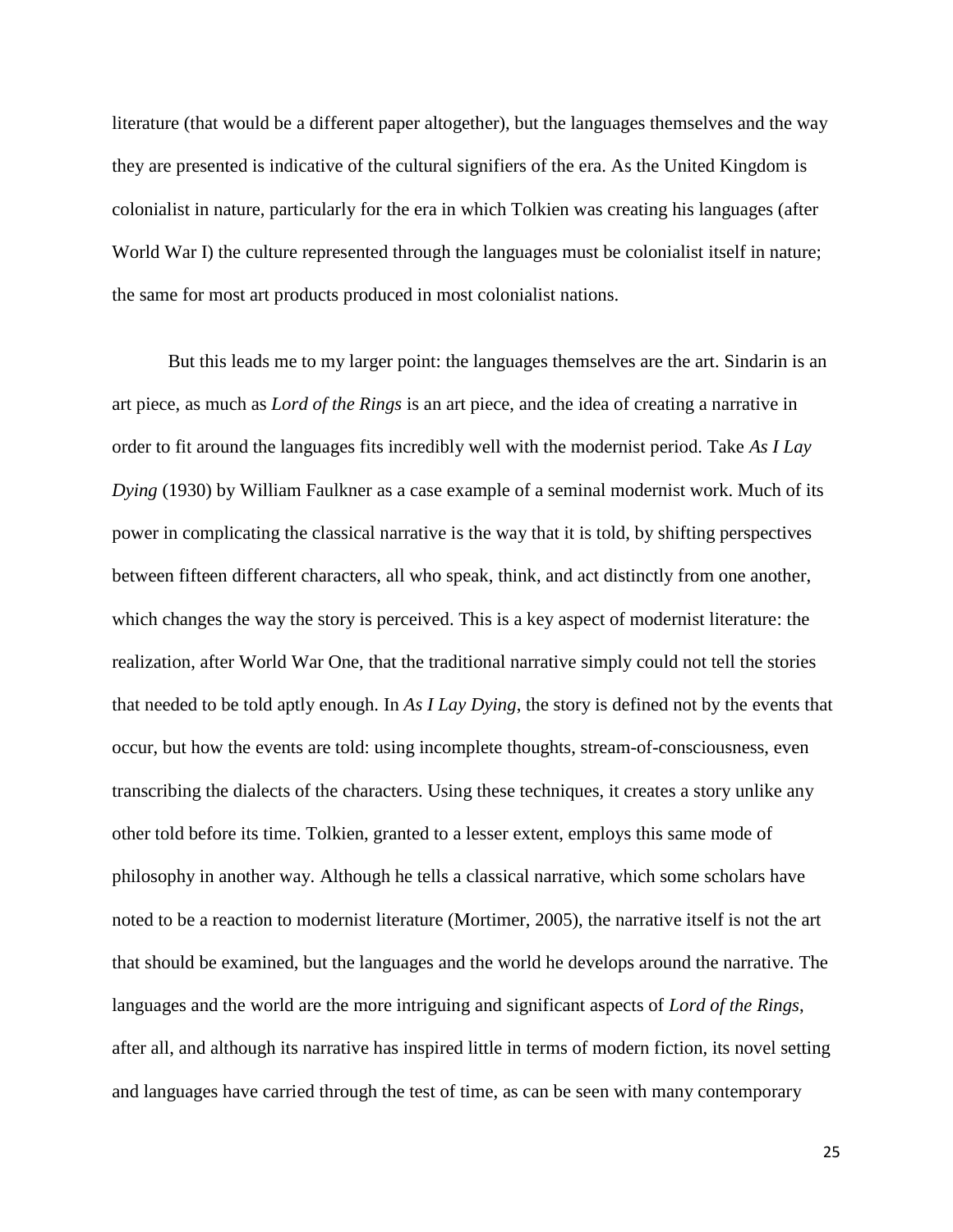literature (that would be a different paper altogether), but the languages themselves and the way they are presented is indicative of the cultural signifiers of the era. As the United Kingdom is colonialist in nature, particularly for the era in which Tolkien was creating his languages (after World War I) the culture represented through the languages must be colonialist itself in nature; the same for most art products produced in most colonialist nations.

But this leads me to my larger point: the languages themselves are the art. Sindarin is an art piece, as much as *Lord of the Rings* is an art piece, and the idea of creating a narrative in order to fit around the languages fits incredibly well with the modernist period. Take *As I Lay Dying* (1930) by William Faulkner as a case example of a seminal modernist work. Much of its power in complicating the classical narrative is the way that it is told, by shifting perspectives between fifteen different characters, all who speak, think, and act distinctly from one another, which changes the way the story is perceived. This is a key aspect of modernist literature: the realization, after World War One, that the traditional narrative simply could not tell the stories that needed to be told aptly enough. In *As I Lay Dying*, the story is defined not by the events that occur, but how the events are told: using incomplete thoughts, stream-of-consciousness, even transcribing the dialects of the characters. Using these techniques, it creates a story unlike any other told before its time. Tolkien, granted to a lesser extent, employs this same mode of philosophy in another way. Although he tells a classical narrative, which some scholars have noted to be a reaction to modernist literature (Mortimer, 2005), the narrative itself is not the art that should be examined, but the languages and the world he develops around the narrative. The languages and the world are the more intriguing and significant aspects of *Lord of the Rings*, after all, and although its narrative has inspired little in terms of modern fiction, its novel setting and languages have carried through the test of time, as can be seen with many contemporary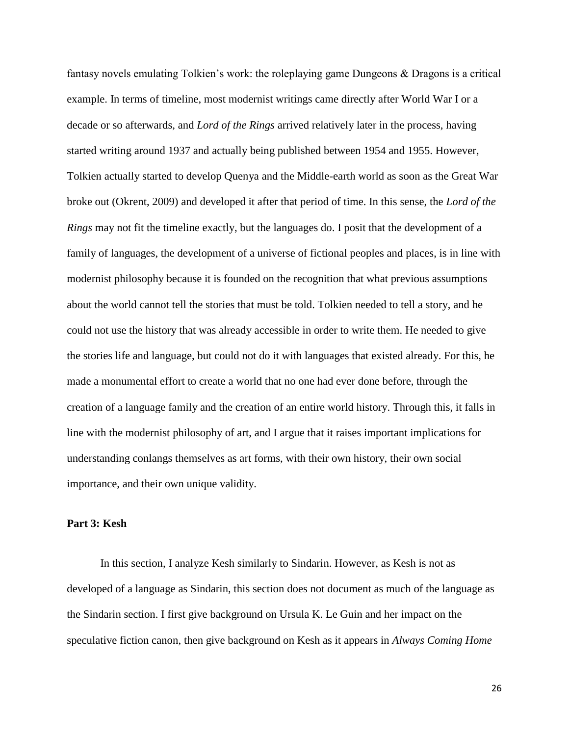fantasy novels emulating Tolkien's work: the roleplaying game Dungeons & Dragons is a critical example. In terms of timeline, most modernist writings came directly after World War I or a decade or so afterwards, and *Lord of the Rings* arrived relatively later in the process, having started writing around 1937 and actually being published between 1954 and 1955. However, Tolkien actually started to develop Quenya and the Middle-earth world as soon as the Great War broke out (Okrent, 2009) and developed it after that period of time. In this sense, the *Lord of the Rings* may not fit the timeline exactly, but the languages do. I posit that the development of a family of languages, the development of a universe of fictional peoples and places, is in line with modernist philosophy because it is founded on the recognition that what previous assumptions about the world cannot tell the stories that must be told. Tolkien needed to tell a story, and he could not use the history that was already accessible in order to write them. He needed to give the stories life and language, but could not do it with languages that existed already. For this, he made a monumental effort to create a world that no one had ever done before, through the creation of a language family and the creation of an entire world history. Through this, it falls in line with the modernist philosophy of art, and I argue that it raises important implications for understanding conlangs themselves as art forms, with their own history, their own social importance, and their own unique validity.

## Part 3: Kesh

In this section, I analyze Kesh similarly to Sindarin. However, as Kesh is not as developed of a language as Sindarin, this section does not document as much of the language as the Sindarin section. I first give background on Ursula K. Le Guin and her impact on the speculative fiction canon, then give background on Kesh as it appears in *Always Coming Home*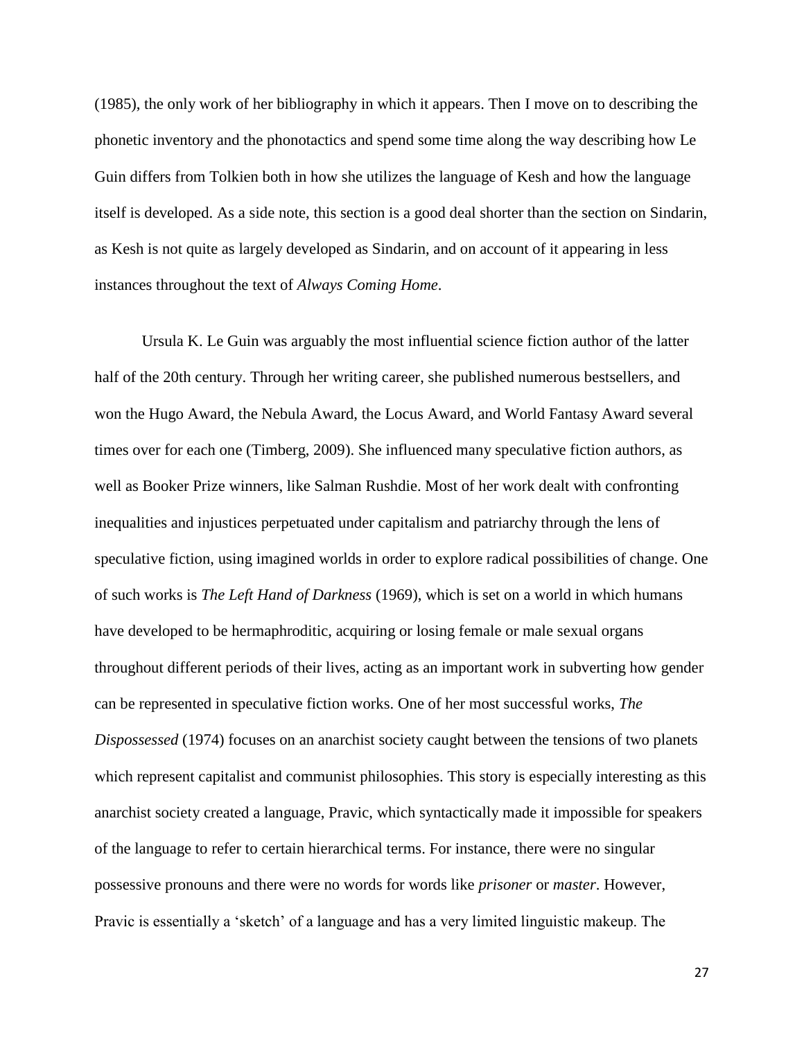(1985), the only work of her bibliography in which it appears. Then I move on to describing the phonetic inventory and the phonotactics and spend some time along the way describing how Le Guin differs from Tolkien both in how she utilizes the language of Kesh and how the language itself is developed. As a side note, this section is a good deal shorter than the section on Sindarin, as Kesh is not quite as largely developed as Sindarin, and on account of it appearing in less instances throughout the text of *Always Coming Home*.

Ursula K. Le Guin was arguably the most influential science fiction author of the latter half of the 20th century. Through her writing career, she published numerous bestsellers, and won the Hugo Award, the Nebula Award, the Locus Award, and World Fantasy Award several times over for each one (Timberg, 2009). She influenced many speculative fiction authors, as well as Booker Prize winners, like Salman Rushdie. Most of her work dealt with confronting inequalities and injustices perpetuated under capitalism and patriarchy through the lens of speculative fiction, using imagined worlds in order to explore radical possibilities of change. One of such works is *The Left Hand of Darkness* (1969), which is set on a world in which humans have developed to be hermaphroditic, acquiring or losing female or male sexual organs throughout different periods of their lives, acting as an important work in subverting how gender can be represented in speculative fiction works. One of her most successful works, *The Dispossessed* (1974) focuses on an anarchist society caught between the tensions of two planets which represent capitalist and communist philosophies. This story is especially interesting as this anarchist society created a language, Pravic, which syntactically made it impossible for speakers of the language to refer to certain hierarchical terms. For instance, there were no singular possessive pronouns and there were no words for words like *prisoner* or *master*. However, Pravic is essentially a 'sketch' of a language and has a very limited linguistic makeup. The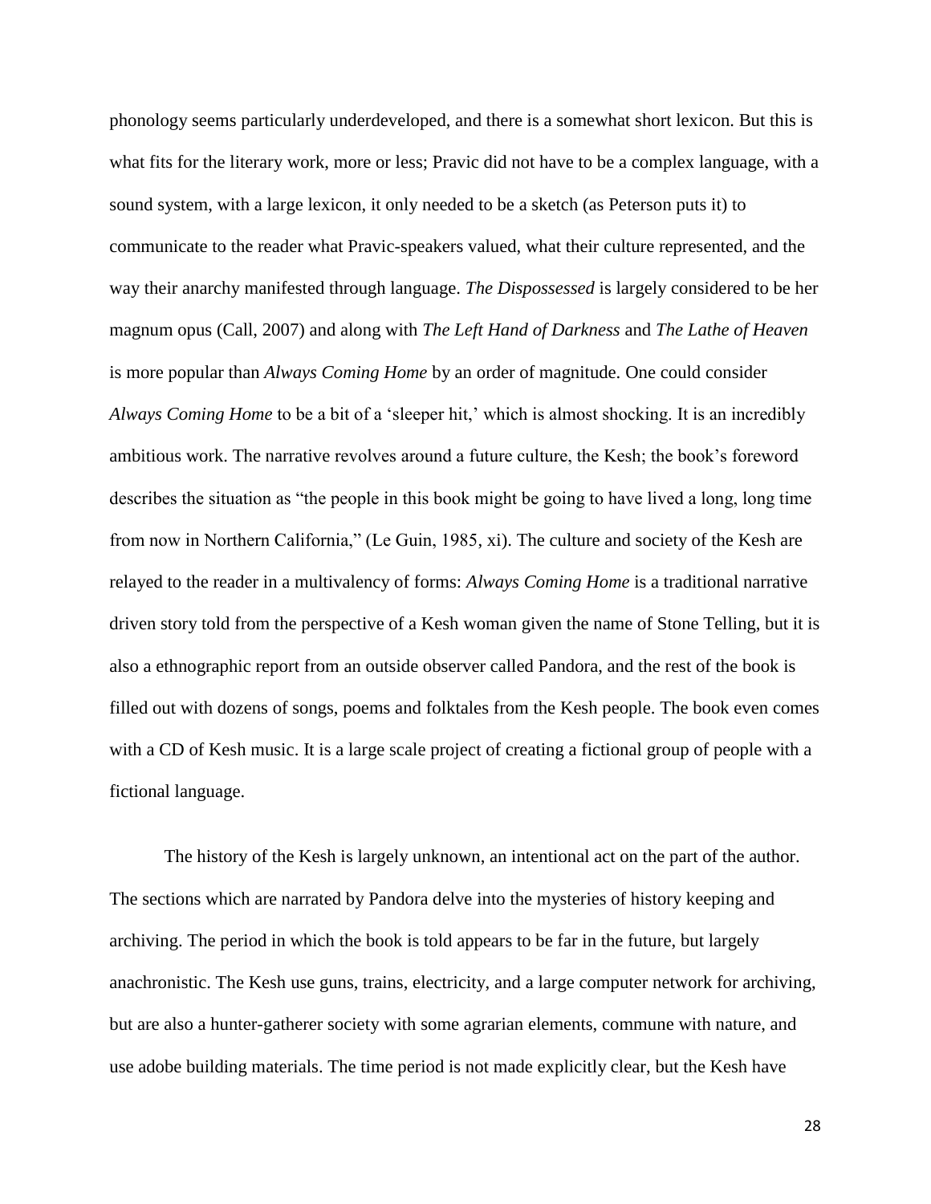phonology seems particularly underdeveloped, and there is a somewhat short lexicon. But this is what fits for the literary work, more or less; Pravic did not have to be a complex language, with a sound system, with a large lexicon, it only needed to be a sketch (as Peterson puts it) to communicate to the reader what Pravic-speakers valued, what their culture represented, and the way their anarchy manifested through language. *The Dispossessed* is largely considered to be her magnum opus (Call, 2007) and along with *The Left Hand of Darkness* and *The Lathe of Heaven* is more popular than *Always Coming Home* by an order of magnitude. One could consider *Always Coming Home* to be a bit of a 'sleeper hit,' which is almost shocking. It is an incredibly ambitious work. The narrative revolves around a future culture, the Kesh; the book's foreword describes the situation as "the people in this book might be going to have lived a long, long time from now in Northern California," (Le Guin, 1985, xi). The culture and society of the Kesh are relayed to the reader in a multivalency of forms: *Always Coming Home* is a traditional narrative driven story told from the perspective of a Kesh woman given the name of Stone Telling, but it is also a ethnographic report from an outside observer called Pandora, and the rest of the book is filled out with dozens of songs, poems and folktales from the Kesh people. The book even comes with a CD of Kesh music. It is a large scale project of creating a fictional group of people with a fictional language.

The history of the Kesh is largely unknown, an intentional act on the part of the author. The sections which are narrated by Pandora delve into the mysteries of history keeping and archiving. The period in which the book is told appears to be far in the future, but largely anachronistic. The Kesh use guns, trains, electricity, and a large computer network for archiving, but are also a hunter-gatherer society with some agrarian elements, commune with nature, and use adobe building materials. The time period is not made explicitly clear, but the Kesh have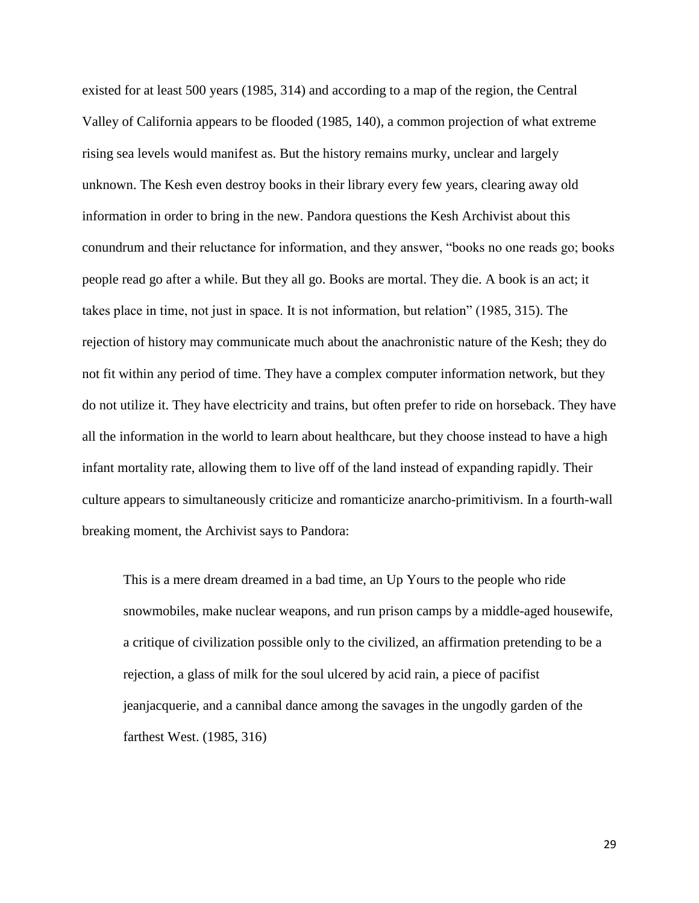existed for at least 500 years (1985, 314) and according to a map of the region, the Central Valley of California appears to be flooded (1985, 140), a common projection of what extreme rising sea levels would manifest as. But the history remains murky, unclear and largely unknown. The Kesh even destroy books in their library every few years, clearing away old information in order to bring in the new. Pandora questions the Kesh Archivist about this conundrum and their reluctance for information, and they answer, "books no one reads go; books people read go after a while. But they all go. Books are mortal. They die. A book is an act; it takes place in time, not just in space. It is not information, but relation" (1985, 315). The rejection of history may communicate much about the anachronistic nature of the Kesh; they do not fit within any period of time. They have a complex computer information network, but they do not utilize it. They have electricity and trains, but often prefer to ride on horseback. They have all the information in the world to learn about healthcare, but they choose instead to have a high infant mortality rate, allowing them to live off of the land instead of expanding rapidly. Their culture appears to simultaneously criticize and romanticize anarcho-primitivism. In a fourth-wall breaking moment, the Archivist says to Pandora:

> This is a mere dream dreamed in a bad time, an Up Yours to the people who ride snowmobiles, make nuclear weapons, and run prison camps by a middle-aged housewife, a critique of civilization possible only to the civilized, an affirmation pretending to be a rejection, a glass of milk for the soul ulcered by acid rain, a piece of pacifist jeanjacquerie, and a cannibal dance among the savages in the ungodly garden of the farthest West. (1985, 316)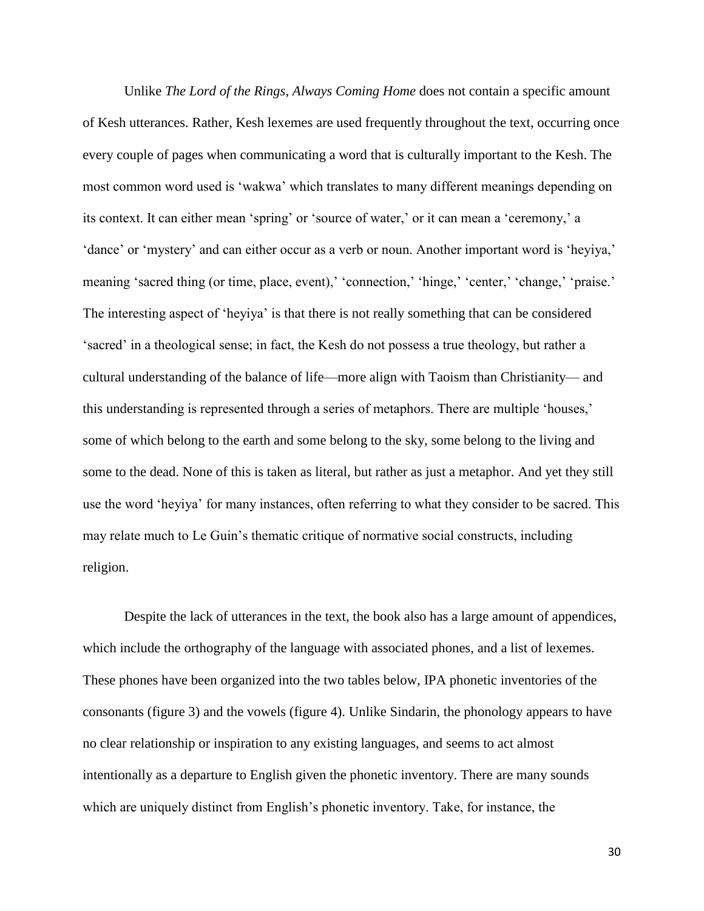Unlike *The Lord of the Rings*, *Always Coming Home* does not contain a specific amount of Kesh utterances. Rather, Kesh lexemes are used frequently throughout the text, occurring once every couple of pages when communicating a word that is culturally important to the Kesh. The most common word used is 'wakwa' which translates to many different meanings depending on its context. It can either mean 'spring' or 'source of water,' or it can mean a 'ceremony,' a 'dance' or 'mystery' and can either occur as a verb or noun. Another important word is 'heyiya,' meaning 'sacred thing (or time, place, event),' 'connection,' 'hinge,' 'center,' 'change,' 'praise.' The interesting aspect of 'heyiya' is that there is not really something that can be considered 'sacred' in a theological sense; in fact, the Kesh do not possess a true theology, but rather a cultural understanding of the balance of life—more align with Taoism than Christianity— and this understanding is represented through a series of metaphors. There are multiple 'houses,' some of which belong to the earth and some belong to the sky, some belong to the living and some to the dead. None of this is taken as literal, but rather as just a metaphor. And yet they still use the word 'heyiya' for many instances, often referring to what they consider to be sacred. This may relate much to Le Guin's thematic critique of normative social constructs, including religion.

Despite the lack of utterances in the text, the book also has a large amount of appendices, which include the orthography of the language with associated phones, and a list of lexemes. These phones have been organized into the two tables below, IPA phonetic inventories of the consonants (figure 3) and the vowels (figure 4). Unlike Sindarin, the phonology appears to have no clear relationship or inspiration to any existing languages, and seems to act almost intentionally as a departure to English given the phonetic inventory. There are many sounds which are uniquely distinct from English's phonetic inventory. Take, for instance, the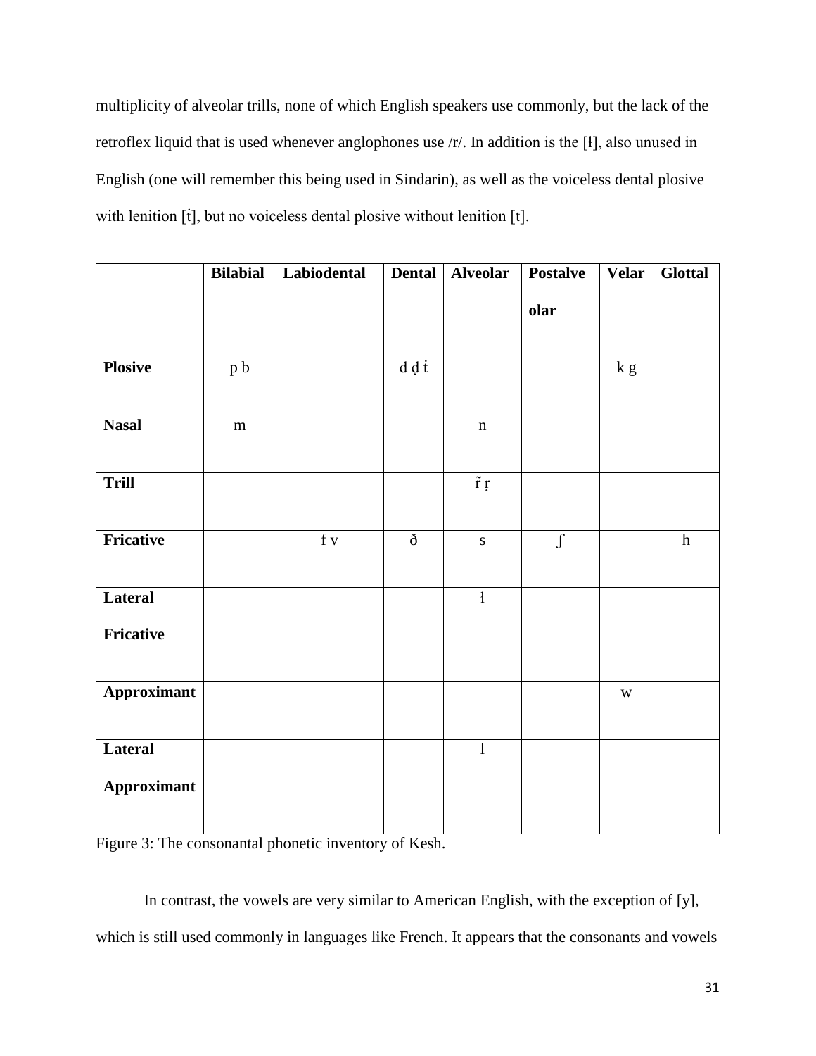multiplicity of alveolar trills, none of which English speakers use commonly, but the lack of the retroflex liquid that is used whenever anglophones use /r/. In addition is the [ɬ], also unused in English (one will remember this being used in Sindarin), as well as the voiceless dental plosive with lenition [ṫ], but no voiceless dental plosive without lenition [t].

| | Bilabial | Labiodental | Dental | Alveolar | Postalveolar | Velar | Glottal |
|---|---|---|---|---|---|---|---|
| **Plosive** | p b | | d ḍ ṫ | | | k g | |
| **Nasal** | m | | | n | | | |
| **Trill** | | | | r̃ r̥ | | | |
| **Fricative** | | f v | ð | s | ʃ | | h |
| **Lateral Fricative** | | | | ɬ | | | |
| **Approximant** | | | | | | w | |
| **Lateral Approximant** | | | | l | | | |

Figure 3: The consonantal phonetic inventory of Kesh.

In contrast, the vowels are very similar to American English, with the exception of [y], which is still used commonly in languages like French. It appears that the consonants and vowels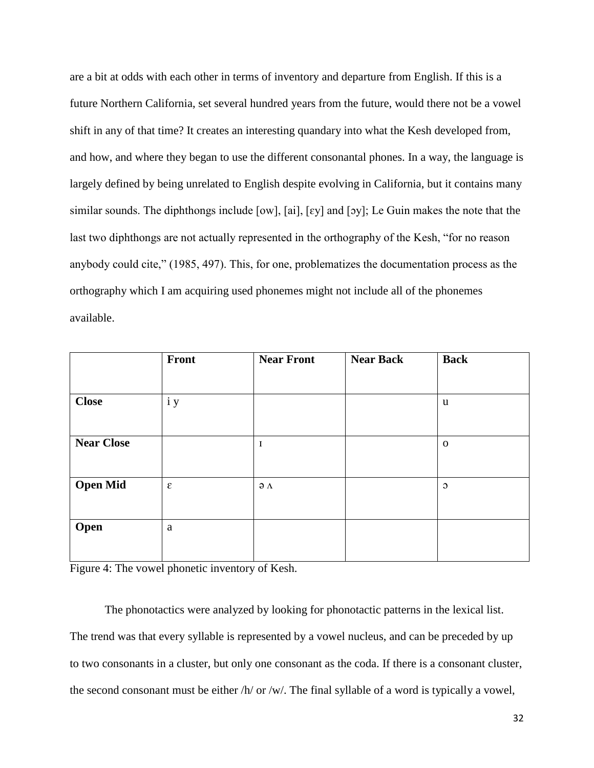are a bit at odds with each other in terms of inventory and departure from English. If this is a future Northern California, set several hundred years from the future, would there not be a vowel shift in any of that time? It creates an interesting quandary into what the Kesh developed from, and how, and where they began to use the different consonantal phones. In a way, the language is largely defined by being unrelated to English despite evolving in California, but it contains many similar sounds. The diphthongs include [ow], [ai], [ɛy] and [ɔy]; Le Guin makes the note that the last two diphthongs are not actually represented in the orthography of the Kesh, "for no reason anybody could cite," (1985, 497). This, for one, problematizes the documentation process as the orthography which I am acquiring used phonemes might not include all of the phonemes available.

| | Front | Near Front | Near Back | Back |
|---|---|---|---|---|
| **Close** | i y | | | u |
| **Near Close** | | ɪ | | o |
| **Open Mid** | ɛ | ə ʌ | | ɔ |
| **Open** | a | | | |

Figure 4: The vowel phonetic inventory of Kesh.

The phonotactics were analyzed by looking for phonotactic patterns in the lexical list. The trend was that every syllable is represented by a vowel nucleus, and can be preceded by up to two consonants in a cluster, but only one consonant as the coda. If there is a consonant cluster, the second consonant must be either /h/ or /w/. The final syllable of a word is typically a vowel,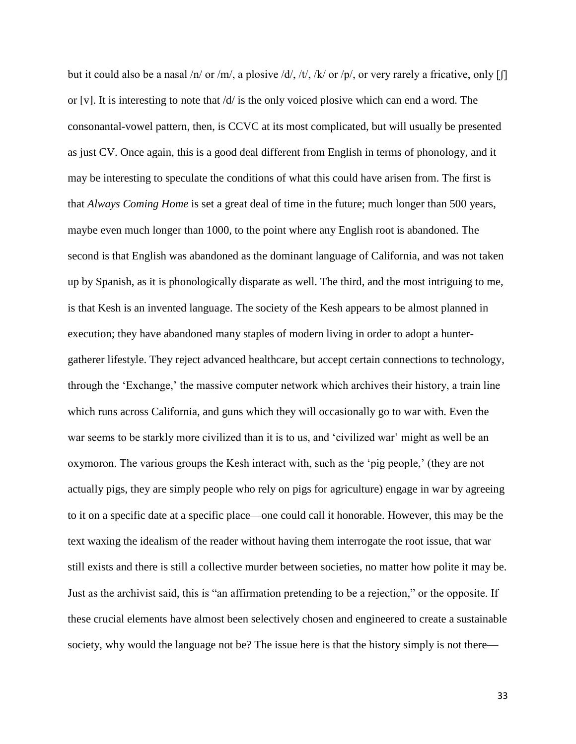but it could also be a nasal /n/ or /m/, a plosive /d/, /t/, /k/ or /p/, or very rarely a fricative, only [ʃ] or [v]. It is interesting to note that /d/ is the only voiced plosive which can end a word. The consonantal-vowel pattern, then, is CCVC at its most complicated, but will usually be presented as just CV. Once again, this is a good deal different from English in terms of phonology, and it may be interesting to speculate the conditions of what this could have arisen from. The first is that *Always Coming Home* is set a great deal of time in the future; much longer than 500 years, maybe even much longer than 1000, to the point where any English root is abandoned. The second is that English was abandoned as the dominant language of California, and was not taken up by Spanish, as it is phonologically disparate as well. The third, and the most intriguing to me, is that Kesh is an invented language. The society of the Kesh appears to be almost planned in execution; they have abandoned many staples of modern living in order to adopt a hunter-gatherer lifestyle. They reject advanced healthcare, but accept certain connections to technology, through the 'Exchange,' the massive computer network which archives their history, a train line which runs across California, and guns which they will occasionally go to war with. Even the war seems to be starkly more civilized than it is to us, and 'civilized war' might as well be an oxymoron. The various groups the Kesh interact with, such as the 'pig people,' (they are not actually pigs, they are simply people who rely on pigs for agriculture) engage in war by agreeing to it on a specific date at a specific place—one could call it honorable. However, this may be the text waxing the idealism of the reader without having them interrogate the root issue, that war still exists and there is still a collective murder between societies, no matter how polite it may be. Just as the archivist said, this is "an affirmation pretending to be a rejection," or the opposite. If these crucial elements have almost been selectively chosen and engineered to create a sustainable society, why would the language not be? The issue here is that the history simply is not there—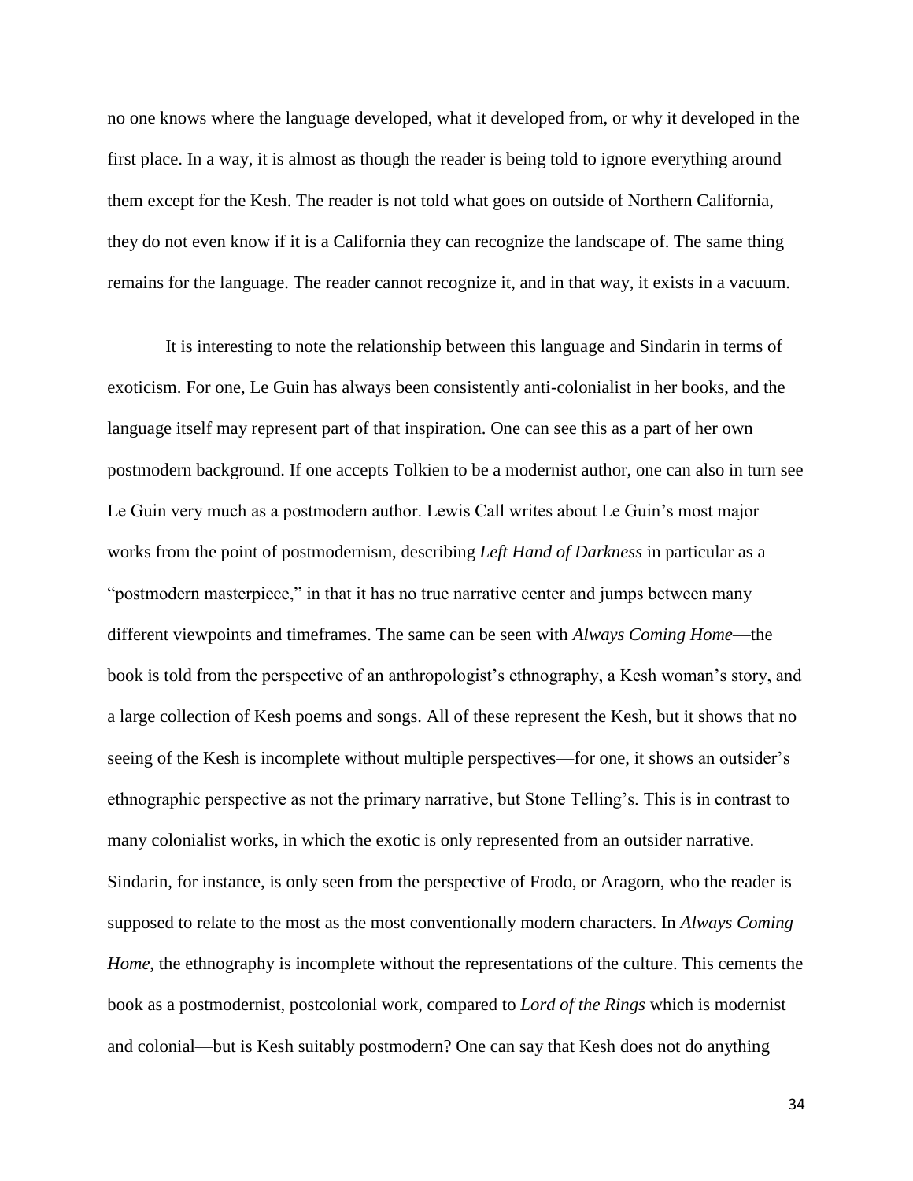no one knows where the language developed, what it developed from, or why it developed in the first place. In a way, it is almost as though the reader is being told to ignore everything around them except for the Kesh. The reader is not told what goes on outside of Northern California, they do not even know if it is a California they can recognize the landscape of. The same thing remains for the language. The reader cannot recognize it, and in that way, it exists in a vacuum.

It is interesting to note the relationship between this language and Sindarin in terms of exoticism. For one, Le Guin has always been consistently anti-colonialist in her books, and the language itself may represent part of that inspiration. One can see this as a part of her own postmodern background. If one accepts Tolkien to be a modernist author, one can also in turn see Le Guin very much as a postmodern author. Lewis Call writes about Le Guin's most major works from the point of postmodernism, describing *Left Hand of Darkness* in particular as a "postmodern masterpiece," in that it has no true narrative center and jumps between many different viewpoints and timeframes. The same can be seen with *Always Coming Home*—the book is told from the perspective of an anthropologist's ethnography, a Kesh woman's story, and a large collection of Kesh poems and songs. All of these represent the Kesh, but it shows that no seeing of the Kesh is incomplete without multiple perspectives—for one, it shows an outsider's ethnographic perspective as not the primary narrative, but Stone Telling's. This is in contrast to many colonialist works, in which the exotic is only represented from an outsider narrative. Sindarin, for instance, is only seen from the perspective of Frodo, or Aragorn, who the reader is supposed to relate to the most as the most conventionally modern characters. In *Always Coming Home*, the ethnography is incomplete without the representations of the culture. This cements the book as a postmodernist, postcolonial work, compared to *Lord of the Rings* which is modernist and colonial—but is Kesh suitably postmodern? One can say that Kesh does not do anything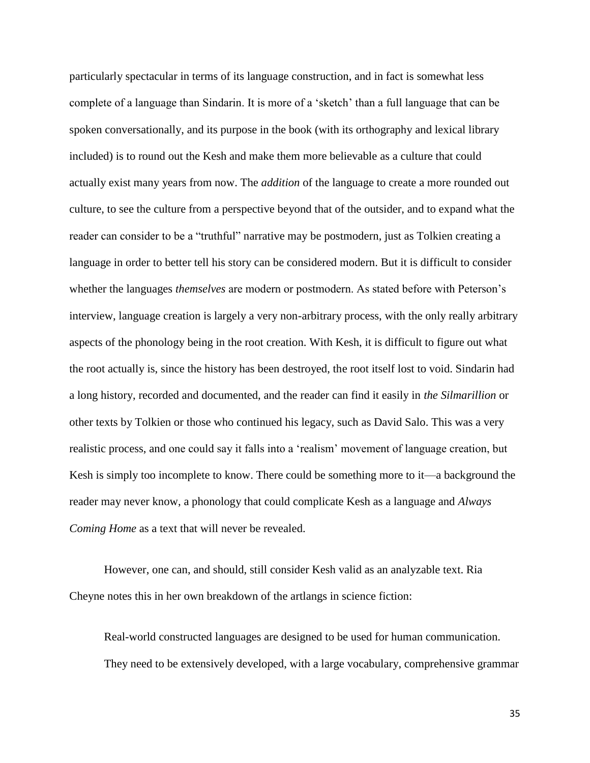particularly spectacular in terms of its language construction, and in fact is somewhat less complete of a language than Sindarin. It is more of a 'sketch' than a full language that can be spoken conversationally, and its purpose in the book (with its orthography and lexical library included) is to round out the Kesh and make them more believable as a culture that could actually exist many years from now. The *addition* of the language to create a more rounded out culture, to see the culture from a perspective beyond that of the outsider, and to expand what the reader can consider to be a "truthful" narrative may be postmodern, just as Tolkien creating a language in order to better tell his story can be considered modern. But it is difficult to consider whether the languages *themselves* are modern or postmodern. As stated before with Peterson's interview, language creation is largely a very non-arbitrary process, with the only really arbitrary aspects of the phonology being in the root creation. With Kesh, it is difficult to figure out what the root actually is, since the history has been destroyed, the root itself lost to void. Sindarin had a long history, recorded and documented, and the reader can find it easily in *the Silmarillion* or other texts by Tolkien or those who continued his legacy, such as David Salo. This was a very realistic process, and one could say it falls into a 'realism' movement of language creation, but Kesh is simply too incomplete to know. There could be something more to it—a background the reader may never know, a phonology that could complicate Kesh as a language and *Always Coming Home* as a text that will never be revealed.

However, one can, and should, still consider Kesh valid as an analyzable text. Ria Cheyne notes this in her own breakdown of the artlangs in science fiction:

> Real-world constructed languages are designed to be used for human communication. They need to be extensively developed, with a large vocabulary, comprehensive grammar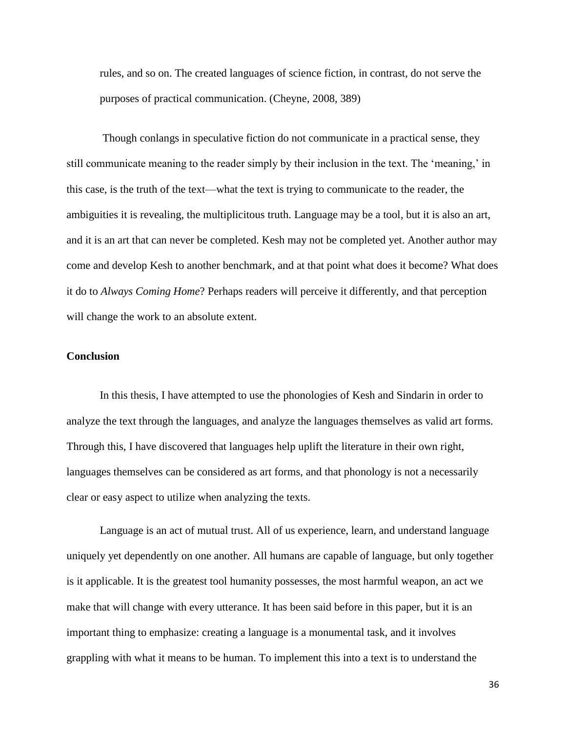> rules, and so on. The created languages of science fiction, in contrast, do not serve the purposes of practical communication. (Cheyne, 2008, 389)

Though conlangs in speculative fiction do not communicate in a practical sense, they still communicate meaning to the reader simply by their inclusion in the text. The 'meaning,' in this case, is the truth of the text—what the text is trying to communicate to the reader, the ambiguities it is revealing, the multiplicitous truth. Language may be a tool, but it is also an art, and it is an art that can never be completed. Kesh may not be completed yet. Another author may come and develop Kesh to another benchmark, and at that point what does it become? What does it do to *Always Coming Home*? Perhaps readers will perceive it differently, and that perception will change the work to an absolute extent.

**Conclusion**

In this thesis, I have attempted to use the phonologies of Kesh and Sindarin in order to analyze the text through the languages, and analyze the languages themselves as valid art forms. Through this, I have discovered that languages help uplift the literature in their own right, languages themselves can be considered as art forms, and that phonology is not a necessarily clear or easy aspect to utilize when analyzing the texts.

Language is an act of mutual trust. All of us experience, learn, and understand language uniquely yet dependently on one another. All humans are capable of language, but only together is it applicable. It is the greatest tool humanity possesses, the most harmful weapon, an act we make that will change with every utterance. It has been said before in this paper, but it is an important thing to emphasize: creating a language is a monumental task, and it involves grappling with what it means to be human. To implement this into a text is to understand the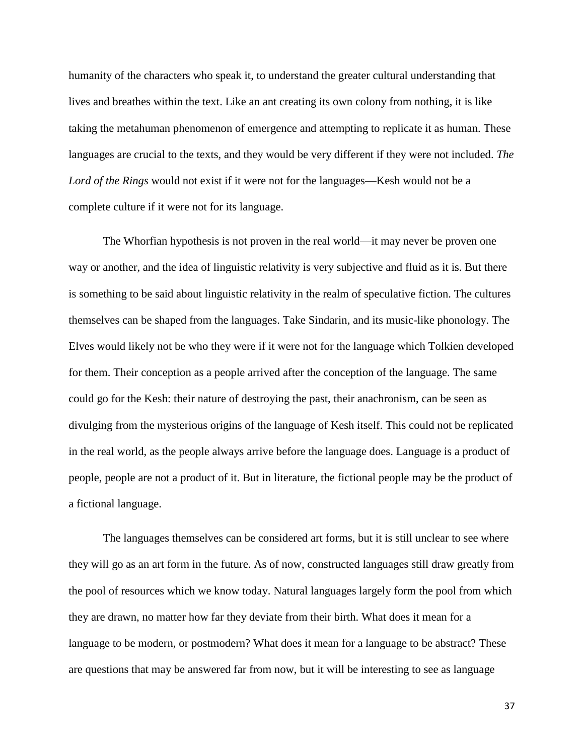humanity of the characters who speak it, to understand the greater cultural understanding that lives and breathes within the text. Like an ant creating its own colony from nothing, it is like taking the metahuman phenomenon of emergence and attempting to replicate it as human. These languages are crucial to the texts, and they would be very different if they were not included. *The Lord of the Rings* would not exist if it were not for the languages—Kesh would not be a complete culture if it were not for its language.

The Whorfian hypothesis is not proven in the real world—it may never be proven one way or another, and the idea of linguistic relativity is very subjective and fluid as it is. But there is something to be said about linguistic relativity in the realm of speculative fiction. The cultures themselves can be shaped from the languages. Take Sindarin, and its music-like phonology. The Elves would likely not be who they were if it were not for the language which Tolkien developed for them. Their conception as a people arrived after the conception of the language. The same could go for the Kesh: their nature of destroying the past, their anachronism, can be seen as divulging from the mysterious origins of the language of Kesh itself. This could not be replicated in the real world, as the people always arrive before the language does. Language is a product of people, people are not a product of it. But in literature, the fictional people may be the product of a fictional language.

The languages themselves can be considered art forms, but it is still unclear to see where they will go as an art form in the future. As of now, constructed languages still draw greatly from the pool of resources which we know today. Natural languages largely form the pool from which they are drawn, no matter how far they deviate from their birth. What does it mean for a language to be modern, or postmodern? What does it mean for a language to be abstract? These are questions that may be answered far from now, but it will be interesting to see as language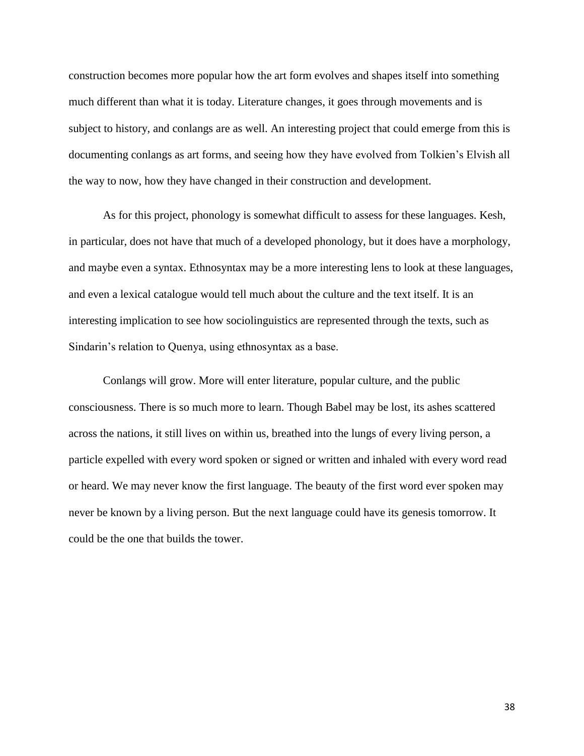construction becomes more popular how the art form evolves and shapes itself into something much different than what it is today. Literature changes, it goes through movements and is subject to history, and conlangs are as well. An interesting project that could emerge from this is documenting conlangs as art forms, and seeing how they have evolved from Tolkien's Elvish all the way to now, how they have changed in their construction and development.

As for this project, phonology is somewhat difficult to assess for these languages. Kesh, in particular, does not have that much of a developed phonology, but it does have a morphology, and maybe even a syntax. Ethnosyntax may be a more interesting lens to look at these languages, and even a lexical catalogue would tell much about the culture and the text itself. It is an interesting implication to see how sociolinguistics are represented through the texts, such as Sindarin's relation to Quenya, using ethnosyntax as a base.

Conlangs will grow. More will enter literature, popular culture, and the public consciousness. There is so much more to learn. Though Babel may be lost, its ashes scattered across the nations, it still lives on within us, breathed into the lungs of every living person, a particle expelled with every word spoken or signed or written and inhaled with every word read or heard. We may never know the first language. The beauty of the first word ever spoken may never be known by a living person. But the next language could have its genesis tomorrow. It could be the one that builds the tower.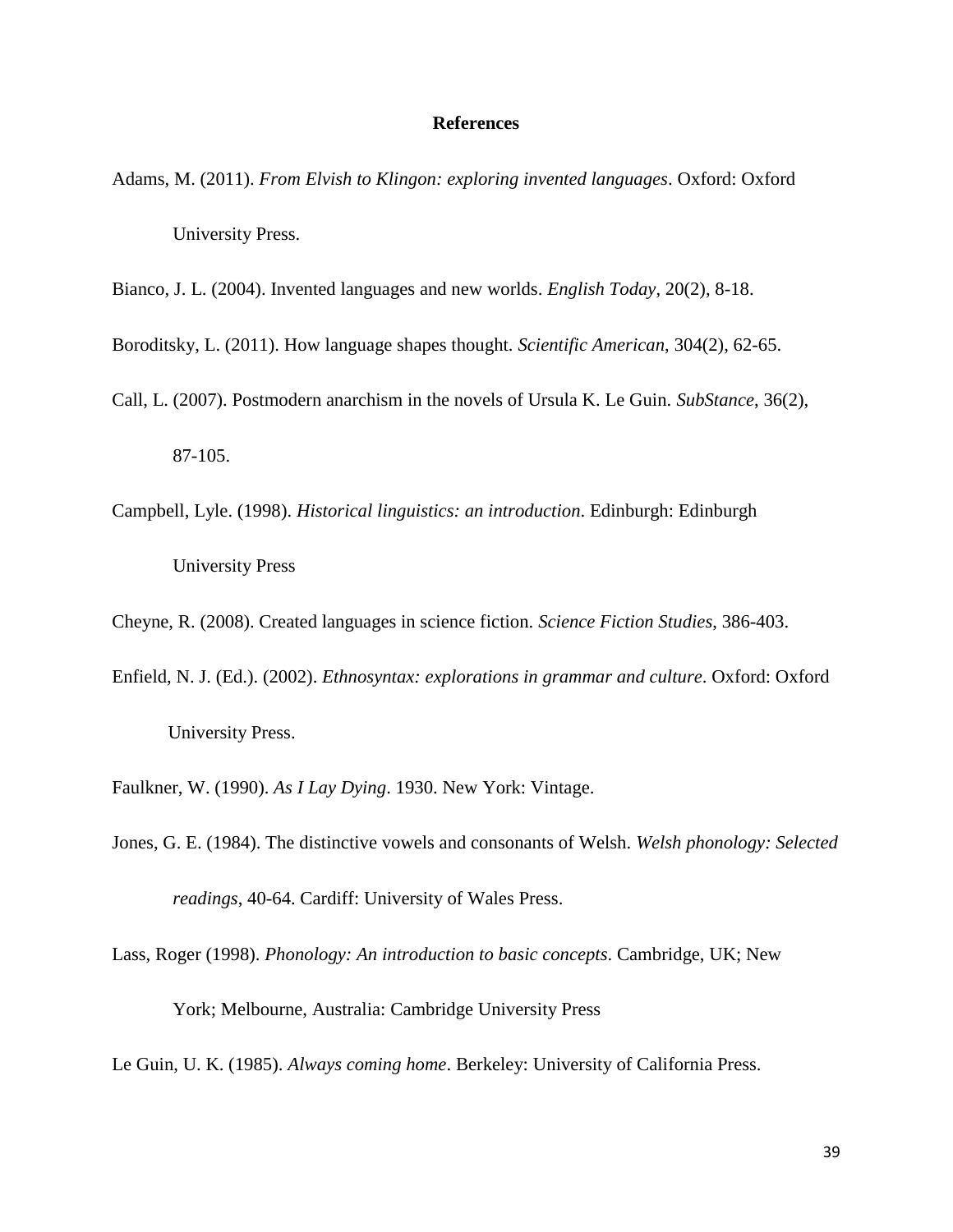## References

Adams, M. (2011). *From Elvish to Klingon: exploring invented languages*. Oxford: Oxford University Press.

Bianco, J. L. (2004). Invented languages and new worlds. *English Today*, 20(2), 8-18.

Boroditsky, L. (2011). How language shapes thought. *Scientific American*, 304(2), 62-65.

Call, L. (2007). Postmodern anarchism in the novels of Ursula K. Le Guin. *SubStance*, 36(2), 87-105.

Campbell, Lyle. (1998). *Historical linguistics: an introduction*. Edinburgh: Edinburgh University Press

Cheyne, R. (2008). Created languages in science fiction. *Science Fiction Studies*, 386-403.

Enfield, N. J. (Ed.). (2002). *Ethnosyntax: explorations in grammar and culture*. Oxford: Oxford University Press.

Faulkner, W. (1990). *As I Lay Dying*. 1930. New York: Vintage.

Jones, G. E. (1984). The distinctive vowels and consonants of Welsh. *Welsh phonology: Selected readings*, 40-64. Cardiff: University of Wales Press.

Lass, Roger (1998). *Phonology: An introduction to basic concepts*. Cambridge, UK; New York; Melbourne, Australia: Cambridge University Press

Le Guin, U. K. (1985). *Always coming home*. Berkeley: University of California Press.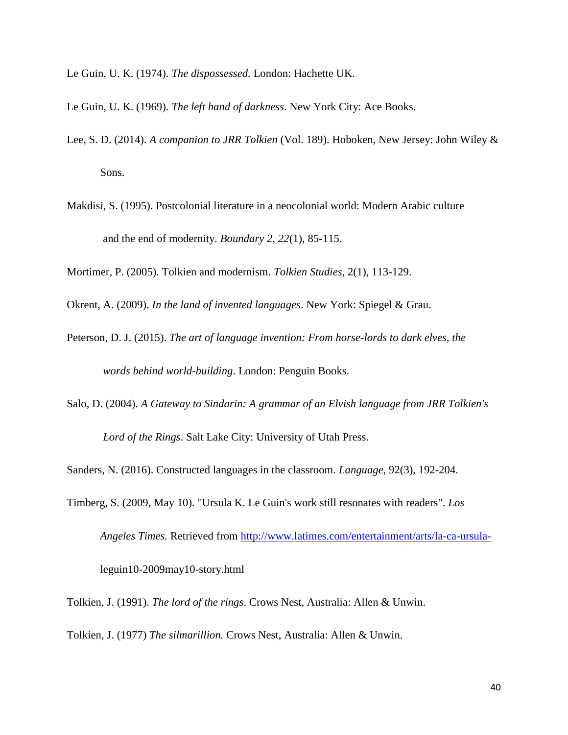Le Guin, U. K. (1974). *The dispossessed*. London: Hachette UK.

Le Guin, U. K. (1969). *The left hand of darkness*. New York City: Ace Books.

Lee, S. D. (2014). *A companion to JRR Tolkien* (Vol. 189). Hoboken, New Jersey: John Wiley & Sons.

Makdisi, S. (1995). Postcolonial literature in a neocolonial world: Modern Arabic culture and the end of modernity. *Boundary 2*, *22*(1), 85-115.

Mortimer, P. (2005). Tolkien and modernism. *Tolkien Studies*, 2(1), 113-129.

Okrent, A. (2009). *In the land of invented languages*. New York: Spiegel & Grau.

Peterson, D. J. (2015). *The art of language invention: From horse-lords to dark elves, the words behind world-building*. London: Penguin Books.

Salo, D. (2004). *A Gateway to Sindarin: A grammar of an Elvish language from JRR Tolkien's Lord of the Rings*. Salt Lake City: University of Utah Press.

Sanders, N. (2016). Constructed languages in the classroom. *Language*, 92(3), 192-204.

Timberg, S. (2009, May 10). "Ursula K. Le Guin's work still resonates with readers". *Los Angeles Times.* Retrieved from http://www.latimes.com/entertainment/arts/la-ca-ursula-leguin10-2009may10-story.html

Tolkien, J. (1991). *The lord of the rings*. Crows Nest, Australia: Allen & Unwin.

Tolkien, J. (1977) *The silmarillion.* Crows Nest, Australia: Allen & Unwin.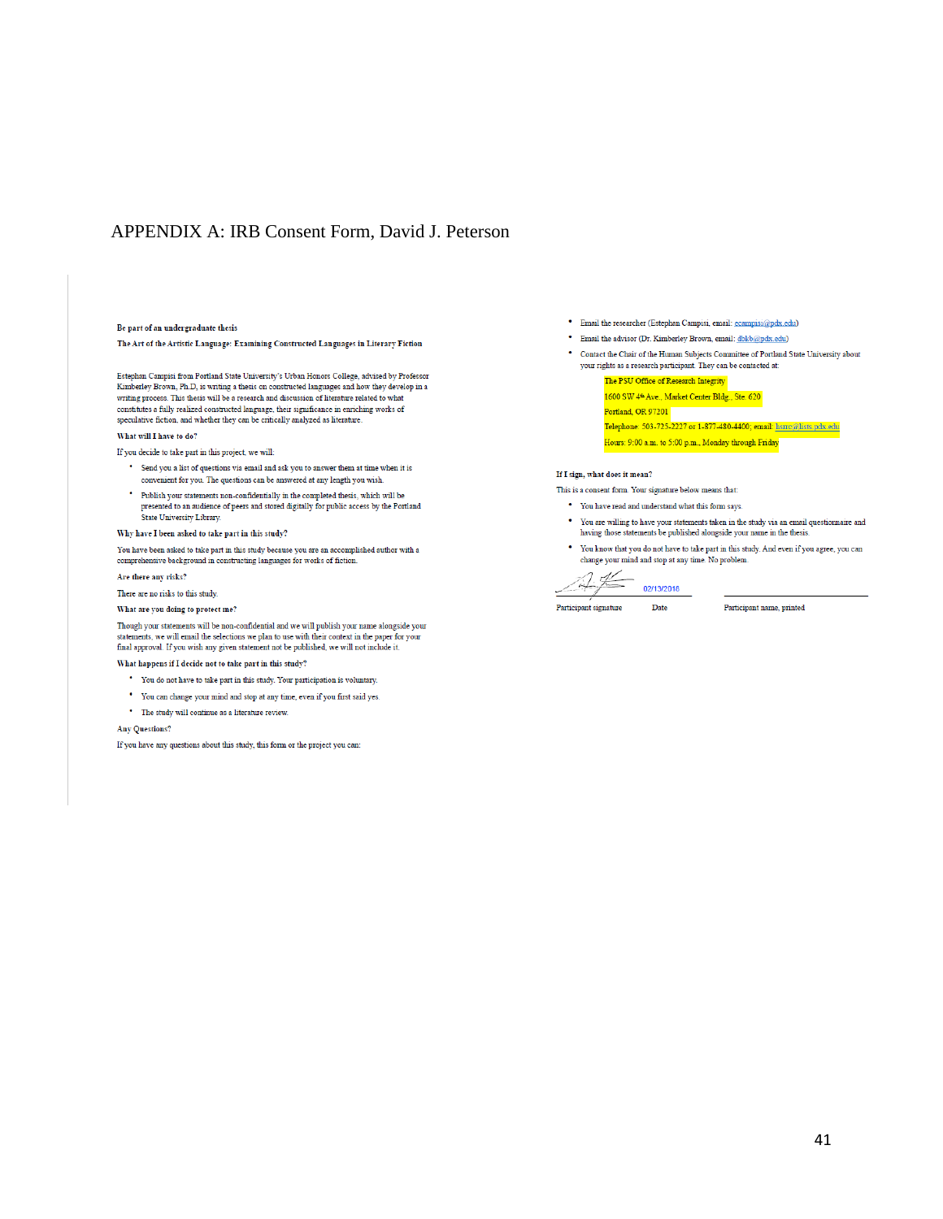# APPENDIX A: IRB Consent Form, David J. Peterson

**Be part of an undergraduate thesis**

**The Art of the Artistic Language: Examining Constructed Languages in Literary Fiction**

Estephan Campisi from Portland State University's Urban Honors College, advised by Professor Kimberley Brown, Ph.D, is writing a thesis on constructed languages and how they develop in a writing process. This thesis will be a research and discussion of literature related to what constitutes a fully realized constructed language, their significance in enriching works of speculative fiction, and whether they can be critically analyzed as literature.

**What will I have to do?**

If you decide to take part in this project, we will:

- Send you a list of questions via email and ask you to answer them at time when it is convenient for you. The questions can be answered at any length you wish.
- Publish your statements non-confidentially in the completed thesis, which will be presented to an audience of peers and stored digitally for public access by the Portland State University Library.

**Why have I been asked to take part in this study?**

You have been asked to take part in this study because you are an accomplished author with a comprehensive background in constructing languages for works of fiction.

**Are there any risks?**

There are no risks to this study.

**What are you doing to protect me?**

Though your statements will be non-confidential and we will publish your name alongside your statements, we will email the selections we plan to use with their context in the paper for your final approval. If you wish any given statement not be published, we will not include it.

**What happens if I decide not to take part in this study?**

- You do not have to take part in this study. Your participation is voluntary.
- You can change your mind and stop at any time, even if you first said yes.
- The study will continue as a literature review.

**Any Questions?**

If you have any questions about this study, this form or the project you can:

- Email the researcher (Estephan Campisi, email: ecampisi@pdx.edu)
- Email the advisor (Dr. Kimberley Brown, email: dbkb@pdx.edu)
- Contact the Chair of the Human Subjects Committee of Portland State University about your rights as a research participant. They can be contacted at:

  The PSU Office of Research Integrity
  1600 SW 4th Ave., Market Center Bldg., Ste. 620
  Portland, OR 97201
  Telephone: 503-725-2227 or 1-877-480-4400; email: hsrrc@lists.pdx.edu
  Hours: 9:00 a.m. to 5:00 p.m., Monday through Friday

**If I sign, what does it mean?**

This is a consent form. Your signature below means that:

- You have read and understand what this form says.
- You are willing to have your statements taken in the study via an email questionnaire and having those statements be published alongside your name in the thesis.
- You know that you do not have to take part in this study. And even if you agree, you can change your mind and stop at any time. No problem.

02/13/2016

Participant signature | Date | Participant name, printed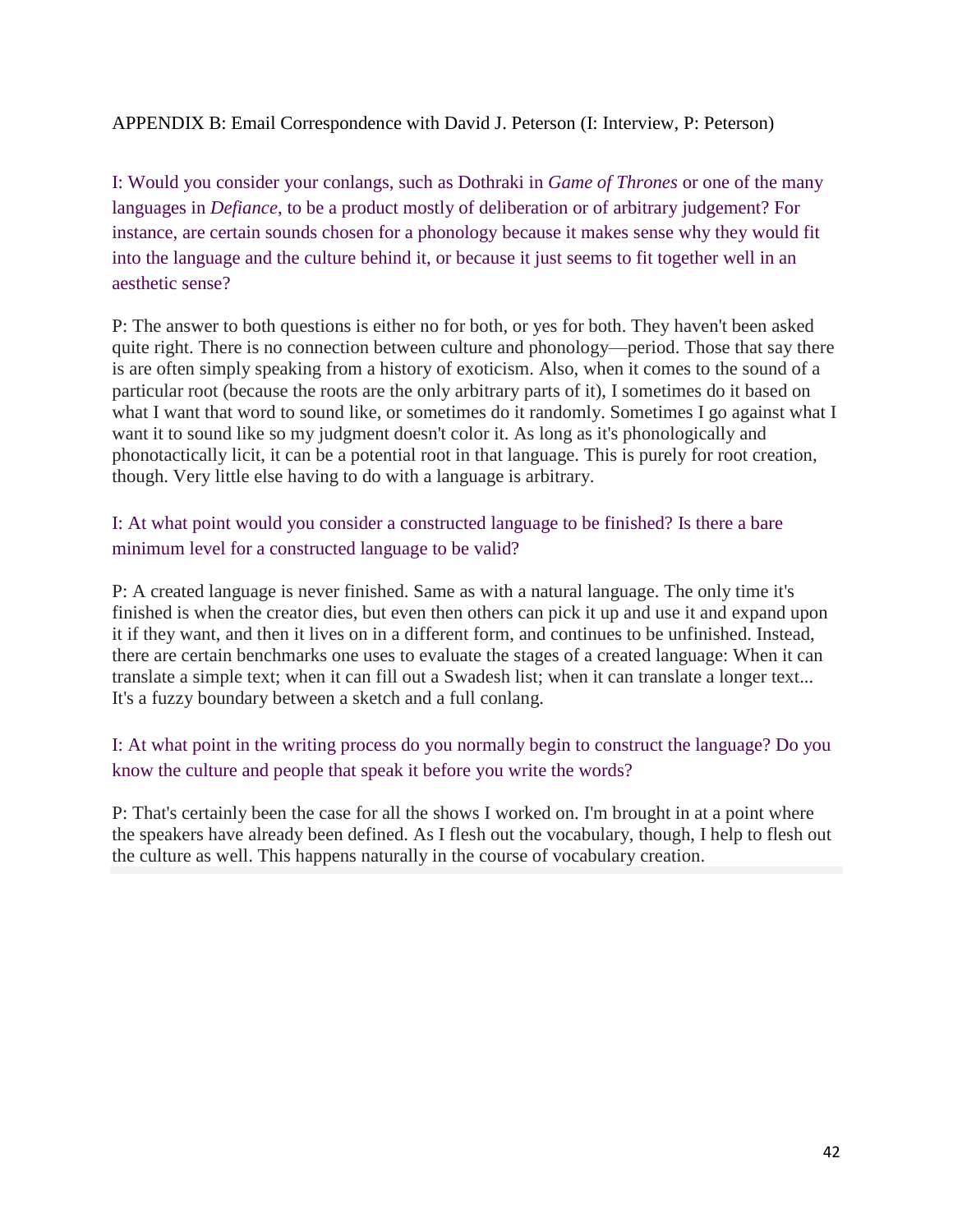APPENDIX B: Email Correspondence with David J. Peterson (I: Interview, P: Peterson)

I: Would you consider your conlangs, such as Dothraki in *Game of Thrones* or one of the many languages in *Defiance*, to be a product mostly of deliberation or of arbitrary judgement? For instance, are certain sounds chosen for a phonology because it makes sense why they would fit into the language and the culture behind it, or because it just seems to fit together well in an aesthetic sense?

P: The answer to both questions is either no for both, or yes for both. They haven't been asked quite right. There is no connection between culture and phonology—period. Those that say there is are often simply speaking from a history of exoticism. Also, when it comes to the sound of a particular root (because the roots are the only arbitrary parts of it), I sometimes do it based on what I want that word to sound like, or sometimes do it randomly. Sometimes I go against what I want it to sound like so my judgment doesn't color it. As long as it's phonologically and phonotactically licit, it can be a potential root in that language. This is purely for root creation, though. Very little else having to do with a language is arbitrary.

I: At what point would you consider a constructed language to be finished? Is there a bare minimum level for a constructed language to be valid?

P: A created language is never finished. Same as with a natural language. The only time it's finished is when the creator dies, but even then others can pick it up and use it and expand upon it if they want, and then it lives on in a different form, and continues to be unfinished. Instead, there are certain benchmarks one uses to evaluate the stages of a created language: When it can translate a simple text; when it can fill out a Swadesh list; when it can translate a longer text... It's a fuzzy boundary between a sketch and a full conlang.

I: At what point in the writing process do you normally begin to construct the language? Do you know the culture and people that speak it before you write the words?

P: That's certainly been the case for all the shows I worked on. I'm brought in at a point where the speakers have already been defined. As I flesh out the vocabulary, though, I help to flesh out the culture as well. This happens naturally in the course of vocabulary creation.